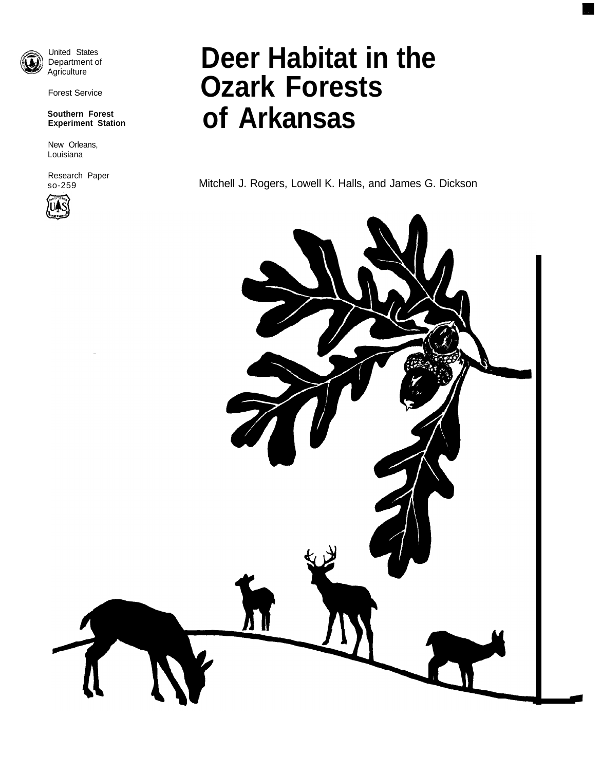United States Department of Agriculture

Forest Service

**Southern Forest Experiment Station**

New Orleans, Louisiana

Research Paper SO-259

# Deer Habitat in the Ozark Forests of Arkansas

Mitchell J. Rogers, Lowell K. Halls, and James G. Dickson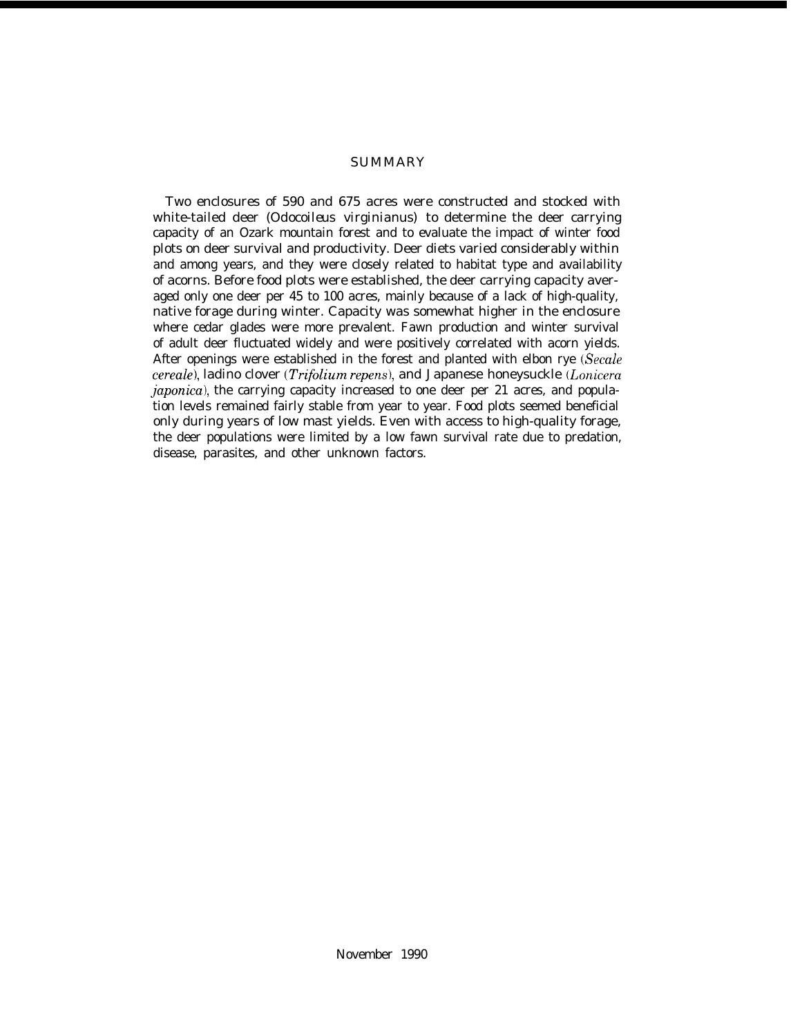## SUMMARY

Two enclosures of 590 and 675 acres were constructed and stocked with white-tailed deer (*Odocoileus virginianus*) to determine the deer carrying capacity of an Ozark mountain forest and to evaluate the impact of winter food plots on deer survival and productivity. Deer diets varied considerably within and among years, and they were closely related to habitat type and availability of acorns. Before food plots were established, the deer carrying capacity averaged only one deer per 45 to 100 acres, mainly because of a lack of high-quality, native forage during winter. Capacity was somewhat higher in the enclosure where cedar glades were more prevalent. Fawn production and winter survival of adult deer fluctuated widely and were positively correlated with acorn yields. After openings were established in the forest and planted with elbon rye (*Secale cereale*), ladino clover (*Trifolium repens*), and Japanese honeysuckle (*Lonicera japonica*), the carrying capacity increased to one deer per 21 acres, and population levels remained fairly stable from year to year. Food plots seemed beneficial only during years of low mast yields. Even with access to high-quality forage, the deer populations were limited by a low fawn survival rate due to predation, disease, parasites, and other unknown factors.

November 1990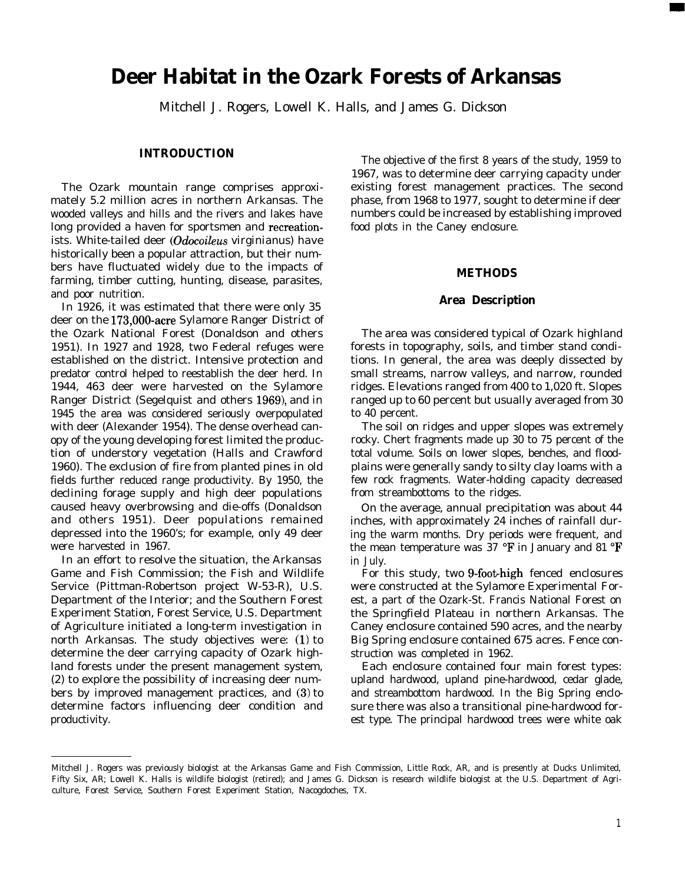# Deer Habitat in the Ozark Forests of Arkansas

Mitchell J. Rogers, Lowell K. Halls, and James G. Dickson

## INTRODUCTION

The Ozark mountain range comprises approximately 5.2 million acres in northern Arkansas. The wooded valleys and hills and the rivers and lakes have long provided a haven for sportsmen and recreationists. White-tailed deer (*Odocoileus* virginianus) have historically been a popular attraction, but their numbers have fluctuated widely due to the impacts of farming, timber cutting, hunting, disease, parasites, and poor nutrition.

In 1926, it was estimated that there were only 35 deer on the 173,000-acre Sylamore Ranger District of the Ozark National Forest (Donaldson and others 1951). In 1927 and 1928, two Federal refuges were established on the district. Intensive protection and predator control helped to reestablish the deer herd. In 1944, 463 deer were harvested on the Sylamore Ranger District (Segelquist and others 1969), and in 1945 the area was considered seriously overpopulated with deer (Alexander 1954). The dense overhead canopy of the young developing forest limited the production of understory vegetation (Halls and Crawford 1960). The exclusion of fire from planted pines in old fields further reduced range productivity. By 1950, the declining forage supply and high deer populations caused heavy overbrowsing and die-offs (Donaldson and others 1951). Deer populations remained depressed into the 1960's; for example, only 49 deer were harvested in 1967.

In an effort to resolve the situation, the Arkansas Game and Fish Commission; the Fish and Wildlife Service (Pittman-Robertson project W-53-R), U.S. Department of the Interior; and the Southern Forest Experiment Station, Forest Service, U.S. Department of Agriculture initiated a long-term investigation in north Arkansas. The study objectives were: (1) to determine the deer carrying capacity of Ozark highland forests under the present management system, (2) to explore the possibility of increasing deer numbers by improved management practices, and (3) to determine factors influencing deer condition and productivity.

The objective of the first 8 years of the study, 1959 to 1967, was to determine deer carrying capacity under existing forest management practices. The second phase, from 1968 to 1977, sought to determine if deer numbers could be increased by establishing improved food plots in the Caney enclosure.

## METHODS

### Area Description

The area was considered typical of Ozark highland forests in topography, soils, and timber stand conditions. In general, the area was deeply dissected by small streams, narrow valleys, and narrow, rounded ridges. Elevations ranged from 400 to 1,020 ft. Slopes ranged up to 60 percent but usually averaged from 30 to 40 percent.

The soil on ridges and upper slopes was extremely rocky. Chert fragments made up 30 to 75 percent of the total volume. Soils on lower slopes, benches, and floodplains were generally sandy to silty clay loams with a few rock fragments. Water-holding capacity decreased from streambottoms to the ridges.

On the average, annual precipitation was about 44 inches, with approximately 24 inches of rainfall during the warm months. Dry periods were frequent, and the mean temperature was 37 °F in January and 81 °F in July.

For this study, two 9-foot-high fenced enclosures were constructed at the Sylamore Experimental Forest, a part of the Ozark-St. Francis National Forest on the Springfield Plateau in northern Arkansas. The Caney enclosure contained 590 acres, and the nearby Big Spring enclosure contained 675 acres. Fence construction was completed in 1962.

Each enclosure contained four main forest types: upland hardwood, upland pine-hardwood, cedar glade, and streambottom hardwood. In the Big Spring enclosure there was also a transitional pine-hardwood forest type. The principal hardwood trees were white oak

---

Mitchell J. Rogers was previously biologist at the Arkansas Game and Fish Commission, Little Rock, AR, and is presently at Ducks Unlimited, Fifty Six, AR; Lowell K. Halls is wildlife biologist (retired); and James G. Dickson is research wildlife biologist at the U.S. Department of Agriculture, Forest Service, Southern Forest Experiment Station, Nacogdoches, TX.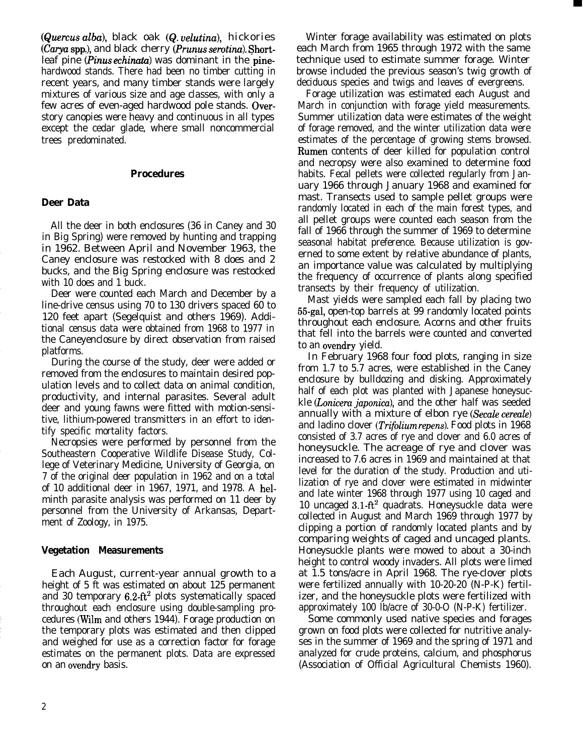(*Quercus alba*), black oak (*Q. velutina*), hickories (*Carya* spp.), and black cherry (*Prunus serotina*). Shortleaf pine (*Pinus echinata*) was dominant in the pine-hardwood stands. There had been no timber cutting in recent years, and many timber stands were largely mixtures of various size and age classes, with only a few acres of even-aged hardwood pole stands. Overstory canopies were heavy and continuous in all types except the cedar glade, where small noncommercial trees predominated.

## Procedures

### Deer Data

All the deer in both enclosures (36 in Caney and 30 in Big Spring) were removed by hunting and trapping in 1962. Between April and November 1963, the Caney enclosure was restocked with 8 does and 2 bucks, and the Big Spring enclosure was restocked with 10 does and 1 buck.

Deer were counted each March and December by a line-drive census using 70 to 130 drivers spaced 60 to 120 feet apart (Segelquist and others 1969). Additional census data were obtained from 1968 to 1977 in the Caneyenclosure by direct observation from raised platforms.

During the course of the study, deer were added or removed from the enclosures to maintain desired population levels and to collect data on animal condition, productivity, and internal parasites. Several adult deer and young fawns were fitted with motion-sensitive, lithium-powered transmitters in an effort to identify specific mortality factors.

Necropsies were performed by personnel from the Southeastern Cooperative Wildlife Disease Study, College of Veterinary Medicine, University of Georgia, on 7 of the original deer population in 1962 and on a total of 10 additional deer in 1967, 1971, and 1978. A helminth parasite analysis was performed on 11 deer by personnel from the University of Arkansas, Department of Zoology, in 1975.

### Vegetation Measurements

Each August, current-year annual growth to a height of 5 ft was estimated on about 125 permanent and 30 temporary 6.2-$ft^2$ plots systematically spaced throughout each enclosure using double-sampling procedures (Wilm and others 1944). Forage production on the temporary plots was estimated and then clipped and weighed for use as a correction factor for forage estimates on the permanent plots. Data are expressed on an ovendry basis.

Winter forage availability was estimated on plots each March from 1965 through 1972 with the same technique used to estimate summer forage. Winter browse included the previous season's twig growth of deciduous species and twigs and leaves of evergreens.

Forage utilization was estimated each August and March in conjunction with forage yield measurements. Summer utilization data were estimates of the weight of forage removed, and the winter utilization data were estimates of the percentage of growing stems browsed. Rumen contents of deer killed for population control and necropsy were also examined to determine food habits. Fecal pellets were collected regularly from January 1966 through January 1968 and examined for mast. Transects used to sample pellet groups were randomly located in each of the main forest types, and all pellet groups were counted each season from the fall of 1966 through the summer of 1969 to determine seasonal habitat preference. Because utilization is governed to some extent by relative abundance of plants, an importance value was calculated by multiplying the frequency of occurrence of plants along specified transects by their frequency of utilization.

Mast yields were sampled each fall by placing two 55-gal, open-top barrels at 99 randomly located points throughout each enclosure. Acorns and other fruits that fell into the barrels were counted and converted to an ovendry yield.

In February 1968 four food plots, ranging in size from 1.7 to 5.7 acres, were established in the Caney enclosure by bulldozing and disking. Approximately half of each plot was planted with Japanese honeysuckle (*Lonicera japonica*), and the other half was seeded annually with a mixture of elbon rye (*Secale cereale*) and ladino clover (*Trifolium repens*). Food plots in 1968 consisted of 3.7 acres of rye and clover and 6.0 acres of honeysuckle. The acreage of rye and clover was increased to 7.6 acres in 1969 and maintained at that level for the duration of the study. Production and utilization of rye and clover were estimated in midwinter and late winter 1968 through 1977 using 10 caged and 10 uncaged 3.1-$ft^2$ quadrats. Honeysuckle data were collected in August and March 1969 through 1977 by clipping a portion of randomly located plants and by comparing weights of caged and uncaged plants. Honeysuckle plants were mowed to about a 30-inch height to control woody invaders. All plots were limed at 1.5 tons/acre in April 1968. The rye-clover plots were fertilized annually with 10-20-20 (N-P-K) fertilizer, and the honeysuckle plots were fertilized with approximately 100 lb/acre of 30-0-0 (N-P-K) fertilizer.

Some commonly used native species and forages grown on food plots were collected for nutritive analyses in the summer of 1969 and the spring of 1971 and analyzed for crude proteins, calcium, and phosphorus (Association of Official Agricultural Chemists 1960).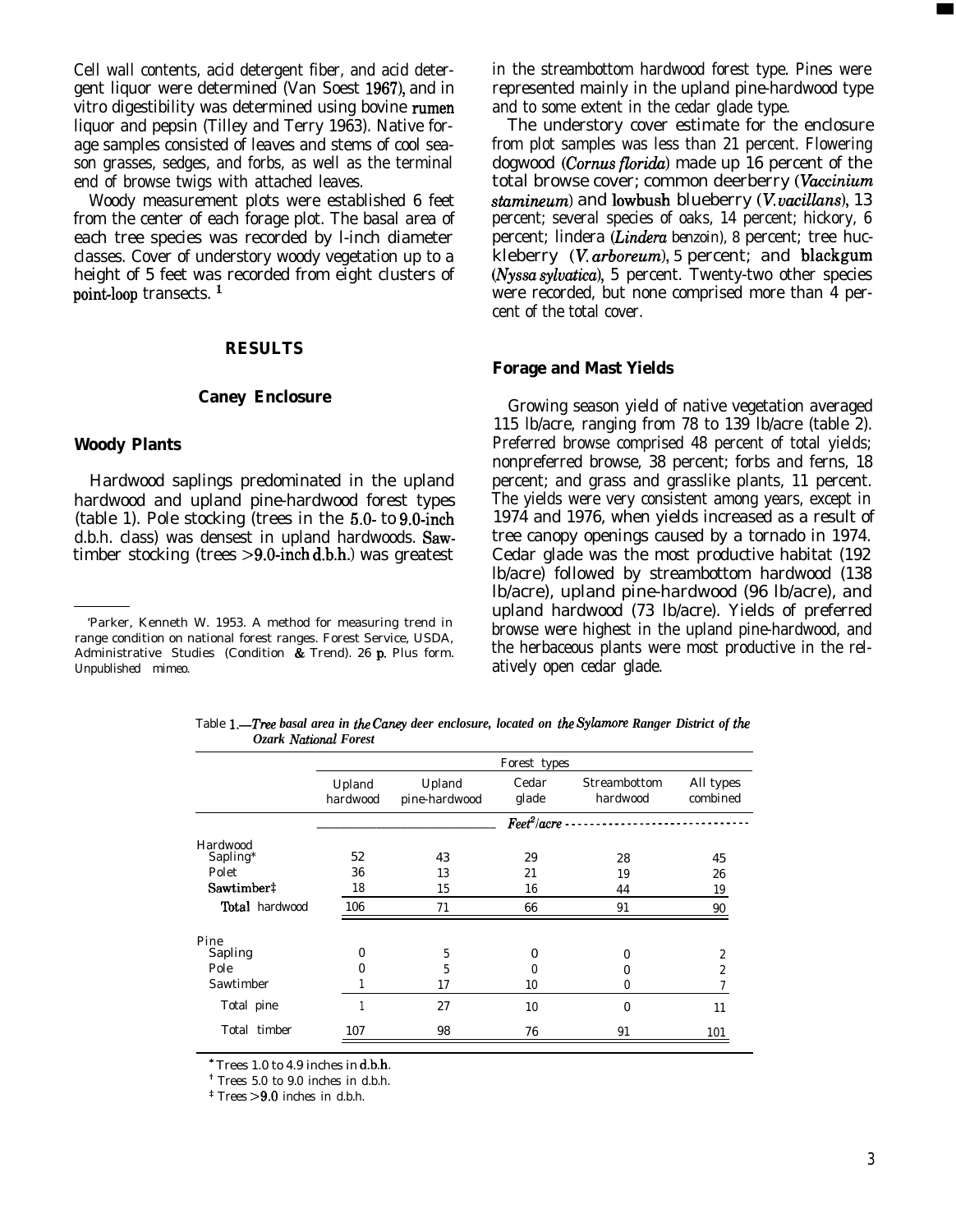Cell wall contents, acid detergent fiber, and acid detergent liquor were determined (Van Soest 1967), and in vitro digestibility was determined using bovine rumen liquor and pepsin (Tilley and Terry 1963). Native forage samples consisted of leaves and stems of cool season grasses, sedges, and forbs, as well as the terminal end of browse twigs with attached leaves.

Woody measurement plots were established 6 feet from the center of each forage plot. The basal area of each tree species was recorded by l-inch diameter classes. Cover of understory woody vegetation up to a height of 5 feet was recorded from eight clusters of point-loop transects. [1]

## RESULTS

### Caney Enclosure

#### Woody Plants

Hardwood saplings predominated in the upland hardwood and upland pine-hardwood forest types (table 1). Pole stocking (trees in the 5.0- to 9.0-inch d.b.h. class) was densest in upland hardwoods. Sawtimber stocking (trees >9.0-inch d.b.h.) was greatest in the streambottom hardwood forest type. Pines were represented mainly in the upland pine-hardwood type and to some extent in the cedar glade type.

The understory cover estimate for the enclosure from plot samples was less than 21 percent. Flowering dogwood (*Cornus florida*) made up 16 percent of the total browse cover; common deerberry (*Vaccinium stamineum*) and lowbush blueberry (*V. vacillans*), 13 percent; several species of oaks, 14 percent; hickory, 6 percent; lindera (*Lindera benzoin*), 8 percent; tree huckleberry (*V. arboreum*), 5 percent; and blackgum (*Nyssa sylvatica*), 5 percent. Twenty-two other species were recorded, but none comprised more than 4 percent of the total cover.

#### Forage and Mast Yields

Growing season yield of native vegetation averaged 115 lb/acre, ranging from 78 to 139 lb/acre (table 2). Preferred browse comprised 48 percent of total yields; nonpreferred browse, 38 percent; forbs and ferns, 18 percent; and grass and grasslike plants, 11 percent. The yields were very consistent among years, except in 1974 and 1976, when yields increased as a result of tree canopy openings caused by a tornado in 1974. Cedar glade was the most productive habitat (192 lb/acre) followed by streambottom hardwood (138 lb/acre), upland pine-hardwood (96 lb/acre), and upland hardwood (73 lb/acre). Yields of preferred browse were highest in the upland pine-hardwood, and the herbaceous plants were most productive in the relatively open cedar glade.

[1] Parker, Kenneth W. 1953. A method for measuring trend in range condition on national forest ranges. Forest Service, USDA, Administrative Studies (Condition & Trend). 26 p. Plus form. Unpublished mimeo.

Table 1.—*Tree basal area in the Caney deer enclosure, located on the Sylamore Ranger District of the Ozark National Forest*

| | Forest types | | | | |
|---|---|---|---|---|---|
| | Upland hardwood | Upland pine-hardwood | Cedar glade | Streambottom hardwood | All types combined |
| | *Feet²/acre* | | | | |
| Hardwood | | | | | |
| Sapling* | 52 | 43 | 29 | 28 | 45 |
| Pole† | 36 | 13 | 21 | 19 | 26 |
| Sawtimber‡ | 18 | 15 | 16 | 44 | 19 |
| Total hardwood | 106 | 71 | 66 | 91 | 90 |
| Pine | | | | | |
| Sapling | 0 | 5 | 0 | 0 | 2 |
| Pole | 0 | 5 | 0 | 0 | 2 |
| Sawtimber | 1 | 17 | 10 | 0 | 7 |
| Total pine | 1 | 27 | 10 | 0 | 11 |
| Total timber | 107 | 98 | 76 | 91 | 101 |

\* Trees 1.0 to 4.9 inches in d.b.h.

† Trees 5.0 to 9.0 inches in d.b.h.

‡ Trees >9.0 inches in d.b.h.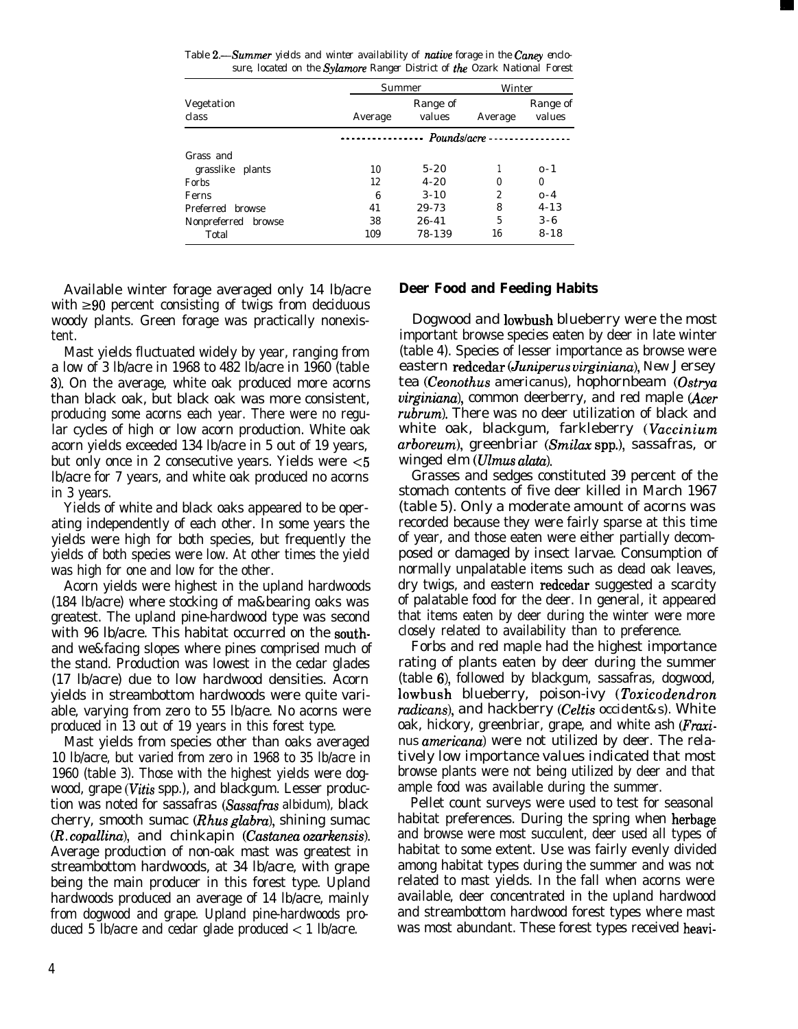Table 2.—*Summer* yields and winter availability of *native* forage in the *Caney* enclosure, located on the *Sylamore* Ranger District of *the* Ozark National Forest

| Vegetation class | Summer | | Winter | |
|---|---|---|---|---|
| | Average | Range of values | Average | Range of values |
| | *Pounds/acre* | | | |
| Grass and grasslike plants | 10 | 5-20 | 1 | 0-1 |
| Forbs | 12 | 4-20 | 0 | 0 |
| Ferns | 6 | 3-10 | 2 | 0-4 |
| Preferred browse | 41 | 29-73 | 8 | 4-13 |
| Nonpreferred browse | 38 | 26-41 | 5 | 3-6 |
| Total | 109 | 78-139 | 16 | 8-18 |

Available winter forage averaged only 14 lb/acre with ≥90 percent consisting of twigs from deciduous woody plants. Green forage was practically nonexistent.

Mast yields fluctuated widely by year, ranging from a low of 3 lb/acre in 1968 to 482 lb/acre in 1960 (table 3). On the average, white oak produced more acorns than black oak, but black oak was more consistent, producing some acorns each year. There were no regular cycles of high or low acorn production. White oak acorn yields exceeded 134 lb/acre in 5 out of 19 years, but only once in 2 consecutive years. Yields were <5 lb/acre for 7 years, and white oak produced no acorns in 3 years.

Yields of white and black oaks appeared to be operating independently of each other. In some years the yields were high for both species, but frequently the yields of both species were low. At other times the yield was high for one and low for the other.

Acorn yields were highest in the upland hardwoods (184 lb/acre) where stocking of mast-bearing oaks was greatest. The upland pine-hardwood type was second with 96 lb/acre. This habitat occurred on the south- and west-facing slopes where pines comprised much of the stand. Production was lowest in the cedar glades (17 lb/acre) due to low hardwood densities. Acorn yields in streambottom hardwoods were quite variable, varying from zero to 55 lb/acre. No acorns were produced in 13 out of 19 years in this forest type.

Mast yields from species other than oaks averaged 10 lb/acre, but varied from zero in 1968 to 35 lb/acre in 1960 (table 3). Those with the highest yields were dogwood, grape (*Vitis* spp.), and blackgum. Lesser production was noted for sassafras (*Sassafras albidum*), black cherry, smooth sumac (*Rhus glabra*), shining sumac (*R. copallina*), and chinkapin (*Castanea ozarkensis*). Average production of non-oak mast was greatest in streambottom hardwoods, at 34 lb/acre, with grape being the main producer in this forest type. Upland hardwoods produced an average of 14 lb/acre, mainly from dogwood and grape. Upland pine-hardwoods produced 5 lb/acre and cedar glade produced < 1 lb/acre.

## Deer Food and Feeding Habits

Dogwood and lowbush blueberry were the most important browse species eaten by deer in late winter (table 4). Species of lesser importance as browse were eastern redcedar (*Juniperus virginiana*), New Jersey tea (*Ceanothus americanus*), hophornbeam (*Ostrya virginiana*), common deerberry, and red maple (*Acer rubrum*). There was no deer utilization of black and white oak, blackgum, farkleberry (*Vaccinium arboreum*), greenbriar (*Smilax* spp.), sassafras, or winged elm (*Ulmus alata*).

Grasses and sedges constituted 39 percent of the stomach contents of five deer killed in March 1967 (table 5). Only a moderate amount of acorns was recorded because they were fairly sparse at this time of year, and those eaten were either partially decomposed or damaged by insect larvae. Consumption of normally unpalatable items such as dead oak leaves, dry twigs, and eastern redcedar suggested a scarcity of palatable food for the deer. In general, it appeared that items eaten by deer during the winter were more closely related to availability than to preference.

Forbs and red maple had the highest importance rating of plants eaten by deer during the summer (table 6), followed by blackgum, sassafras, dogwood, lowbush blueberry, poison-ivy (*Toxicodendron radicans*), and hackberry (*Celtis occidentalis*). White oak, hickory, greenbriar, grape, and white ash (*Fraxinus americana*) were not utilized by deer. The relatively low importance values indicated that most browse plants were not being utilized by deer and that ample food was available during the summer.

Pellet count surveys were used to test for seasonal habitat preferences. During the spring when herbage and browse were most succulent, deer used all types of habitat to some extent. Use was fairly evenly divided among habitat types during the summer and was not related to mast yields. In the fall when acorns were available, deer concentrated in the upland hardwood and streambottom hardwood forest types where mast was most abundant. These forest types received heavi-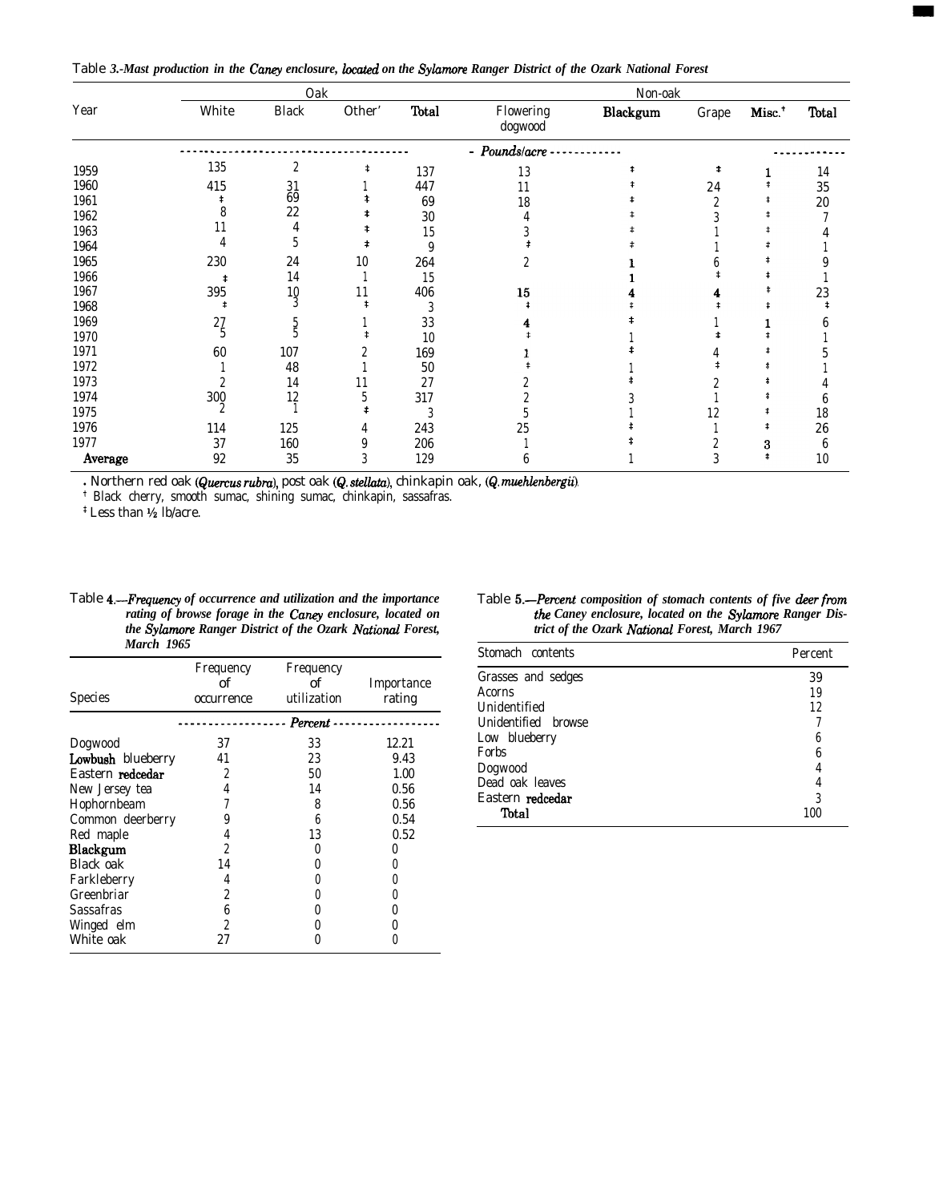Table 3.—*Mast production in the Caney enclosure, located on the Sylamore Ranger District of the Ozark National Forest*

| Year | Oak | | | | Non-oak | | | | |
|---|---|---|---|---|---|---|---|---|---|
| | White | Black | Other* | Total | Flowering dogwood | Blackgum | Grape | Misc.† | Total |
| | *Pounds/acre* | | | | | | | | |
| 1959 | 135 | 2 | ‡ | 137 | 13 | ‡ | ‡ | 1 | 14 |
| 1960 | 415 | 31 | 1 | 447 | 11 | ‡ | 24 | ‡ | 35 |
| 1961 | ‡ | 69 | ‡ | 69 | 18 | ‡ | 2 | ‡ | 20 |
| 1962 | 8 | 22 | ‡ | 30 | 4 | ‡ | 3 | ‡ | 7 |
| 1963 | 11 | 4 | ‡ | 15 | 3 | ‡ | 1 | ‡ | 4 |
| 1964 | 4 | 5 | ‡ | 9 | ‡ | ‡ | 1 | ‡ | 1 |
| 1965 | 230 | 24 | 10 | 264 | 2 | 1 | 6 | ‡ | 9 |
| 1966 | ‡ | 14 | 1 | 15 | | 1 | ‡ | ‡ | 1 |
| 1967 | 395 | 10 | 11 | 406 | 15 | 4 | 4 | ‡ | 23 |
| 1968 | ‡ | 3 | ‡ | 3 | ‡ | ‡ | ‡ | ‡ | ‡ |
| 1969 | 27 | 5 | 1 | 33 | 4 | ‡ | 1 | 1 | 6 |
| 1970 | 5 | 5 | ‡ | 10 | ‡ | 1 | ‡ | ‡ | 1 |
| 1971 | 60 | 107 | 2 | 169 | 1 | ‡ | 4 | ‡ | 5 |
| 1972 | 1 | 48 | 1 | 50 | ‡ | 1 | ‡ | ‡ | 1 |
| 1973 | 2 | 14 | 11 | 27 | 2 | ‡ | 2 | ‡ | 4 |
| 1974 | 300 | 12 | 5 | 317 | 2 | 3 | 1 | ‡ | 6 |
| 1975 | 2 | 1 | ‡ | 3 | 5 | 1 | 12 | ‡ | 18 |
| 1976 | 114 | 125 | 4 | 243 | 25 | ‡ | 1 | ‡ | 26 |
| 1977 | 37 | 160 | 9 | 206 | 1 | ‡ | 2 | 3 | 6 |
| **Average** | 92 | 35 | 3 | 129 | 6 | 1 | 3 | ‡ | 10 |

\* Northern red oak (*Quercus rubra*), post oak (*Q. stellata*), chinkapin oak, (*Q. muehlenbergii*).
† Black cherry, smooth sumac, shining sumac, chinkapin, sassafras.
‡ Less than ½ lb/acre.

Table 4.—*Frequency of occurrence and utilization and the importance rating of browse forage in the Caney enclosure, located on the Sylamore Ranger District of the Ozark National Forest, March 1965*

| Species | Frequency of occurrence | Frequency of utilization | Importance rating |
|---|---|---|---|
| | *Percent* | | |
| Dogwood | 37 | 33 | 12.21 |
| Lowbush blueberry | 41 | 23 | 9.43 |
| Eastern redcedar | 2 | 50 | 1.00 |
| New Jersey tea | 4 | 14 | 0.56 |
| Hophornbeam | 7 | 8 | 0.56 |
| Common deerberry | 9 | 6 | 0.54 |
| Red maple | 4 | 13 | 0.52 |
| Blackgum | 2 | 0 | 0 |
| Black oak | 14 | 0 | 0 |
| Farkleberry | 4 | 0 | 0 |
| Greenbriar | 2 | 0 | 0 |
| Sassafras | 6 | 0 | 0 |
| Winged elm | 2 | 0 | 0 |
| White oak | 27 | 0 | 0 |

Table 5.—*Percent composition of stomach contents of five deer from the Caney enclosure, located on the Sylamore Ranger District of the Ozark National Forest, March 1967*

| Stomach contents | Percent |
|---|---|
| Grasses and sedges | 39 |
| Acorns | 19 |
| Unidentified | 12 |
| Unidentified browse | 7 |
| Low blueberry | 6 |
| Forbs | 6 |
| Dogwood | 4 |
| Dead oak leaves | 4 |
| Eastern redcedar | 3 |
| **Total** | 100 |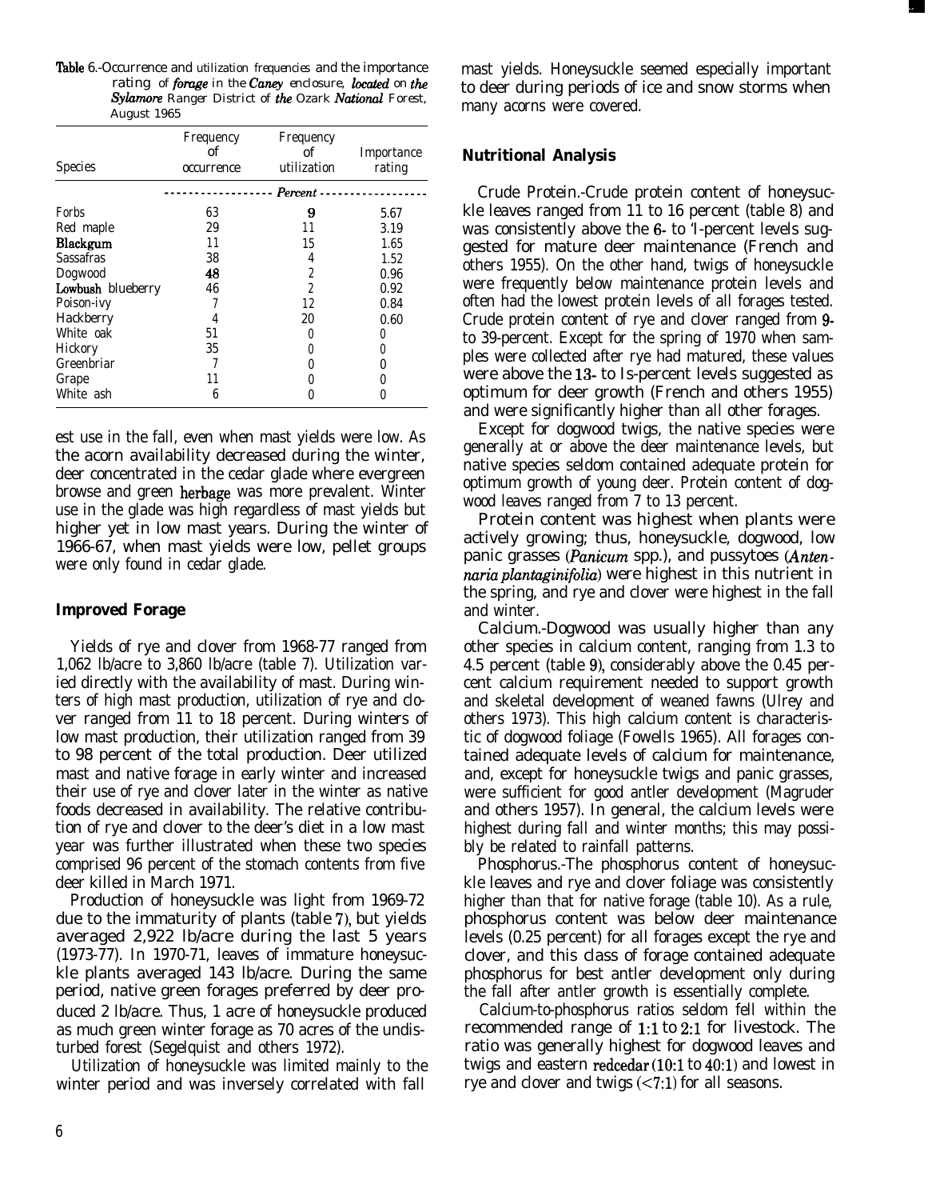Table 6.-Occurrence and utilization frequencies and the importance rating of *forage* in the *Caney* enclosure, *located* on *the Sylamore* Ranger District of *the* Ozark *National* Forest, August 1965

| Species | Frequency of occurrence | Frequency of utilization | Importance rating |
|---|---|---|---|
| | *Percent* | | |
| Forbs | 63 | 9 | 5.67 |
| Red maple | 29 | 11 | 3.19 |
| Blackgum | 11 | 15 | 1.65 |
| Sassafras | 38 | 4 | 1.52 |
| Dogwood | 48 | 2 | 0.96 |
| Lowbush blueberry | 46 | 2 | 0.92 |
| Poison-ivy | 7 | 12 | 0.84 |
| Hackberry | 4 | 20 | 0.60 |
| White oak | 51 | 0 | 0 |
| Hickory | 35 | 0 | 0 |
| Greenbriar | 7 | 0 | 0 |
| Grape | 11 | 0 | 0 |
| White ash | 6 | 0 | 0 |

est use in the fall, even when mast yields were low. As the acorn availability decreased during the winter, deer concentrated in the cedar glade where evergreen browse and green herbage was more prevalent. Winter use in the glade was high regardless of mast yields but higher yet in low mast years. During the winter of 1966-67, when mast yields were low, pellet groups were only found in cedar glade.

## Improved Forage

Yields of rye and clover from 1968-77 ranged from 1,062 lb/acre to 3,860 lb/acre (table 7). Utilization varied directly with the availability of mast. During winters of high mast production, utilization of rye and clover ranged from 11 to 18 percent. During winters of low mast production, their utilization ranged from 39 to 98 percent of the total production. Deer utilized mast and native forage in early winter and increased their use of rye and clover later in the winter as native foods decreased in availability. The relative contribution of rye and clover to the deer's diet in a low mast year was further illustrated when these two species comprised 96 percent of the stomach contents from five deer killed in March 1971.

Production of honeysuckle was light from 1969-72 due to the immaturity of plants (table 7), but yields averaged 2,922 lb/acre during the last 5 years (1973-77). In 1970-71, leaves of immature honeysuckle plants averaged 143 lb/acre. During the same period, native green forages preferred by deer produced 2 lb/acre. Thus, 1 acre of honeysuckle produced as much green winter forage as 70 acres of the undisturbed forest (Segelquist and others 1972).

Utilization of honeysuckle was limited mainly to the winter period and was inversely correlated with fall mast yields. Honeysuckle seemed especially important to deer during periods of ice and snow storms when many acorns were covered.

## Nutritional Analysis

Crude Protein.-Crude protein content of honeysuckle leaves ranged from 11 to 16 percent (table 8) and was consistently above the 6- to 'l-percent levels suggested for mature deer maintenance (French and others 1955). On the other hand, twigs of honeysuckle were frequently below maintenance protein levels and often had the lowest protein levels of all forages tested. Crude protein content of rye and clover ranged from 9- to 39-percent. Except for the spring of 1970 when samples were collected after rye had matured, these values were above the 13- to Is-percent levels suggested as optimum for deer growth (French and others 1955) and were significantly higher than all other forages.

Except for dogwood twigs, the native species were generally at or above the deer maintenance levels, but native species seldom contained adequate protein for optimum growth of young deer. Protein content of dogwood leaves ranged from 7 to 13 percent.

Protein content was highest when plants were actively growing; thus, honeysuckle, dogwood, low panic grasses (*Panicum* spp.), and pussytoes (*Antennaria plantaginifolia*) were highest in this nutrient in the spring, and rye and clover were highest in the fall and winter.

Calcium.-Dogwood was usually higher than any other species in calcium content, ranging from 1.3 to 4.5 percent (table 9), considerably above the 0.45 percent calcium requirement needed to support growth and skeletal development of weaned fawns (Ulrey and others 1973). This high calcium content is characteristic of dogwood foliage (Fowells 1965). All forages contained adequate levels of calcium for maintenance, and, except for honeysuckle twigs and panic grasses, were sufficient for good antler development (Magruder and others 1957). In general, the calcium levels were highest during fall and winter months; this may possibly be related to rainfall patterns.

Phosphorus.-The phosphorus content of honeysuckle leaves and rye and clover foliage was consistently higher than that for native forage (table 10). As a rule, phosphorus content was below deer maintenance levels (0.25 percent) for all forages except the rye and clover, and this class of forage contained adequate phosphorus for best antler development only during the fall after antler growth is essentially complete.

Calcium-to-phosphorus ratios seldom fell within the recommended range of 1:1 to 2:1 for livestock. The ratio was generally highest for dogwood leaves and twigs and eastern redcedar (10:1 to 40:1) and lowest in rye and clover and twigs (<7:1) for all seasons.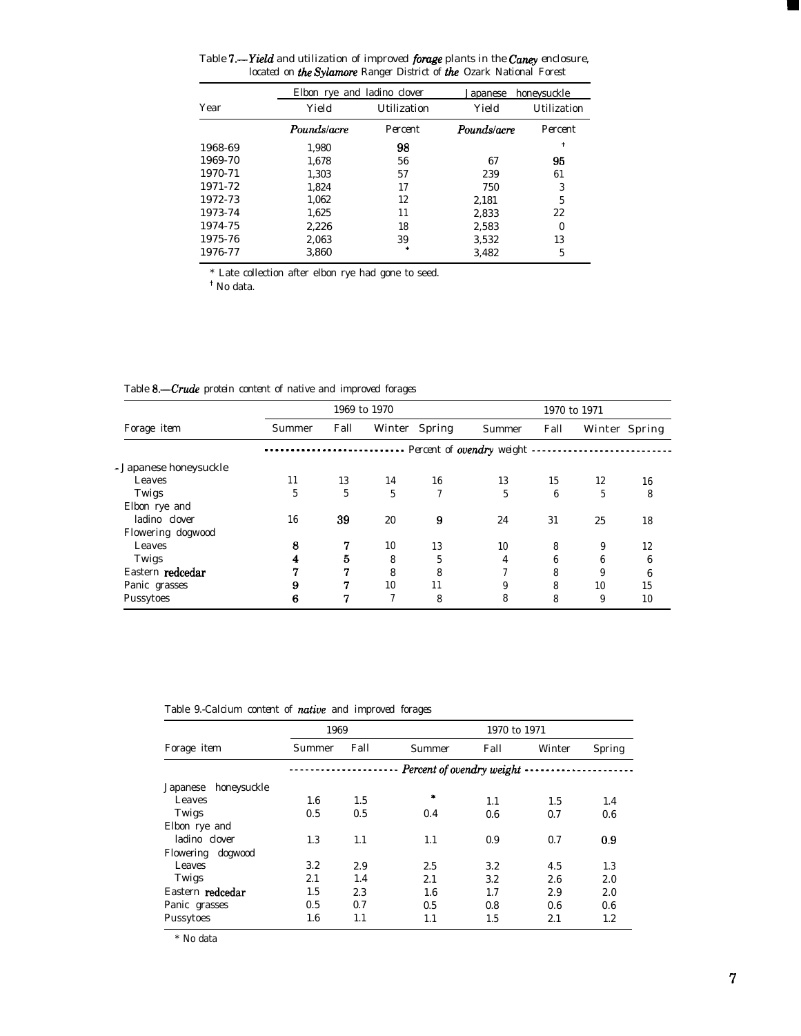Table 7.—*Yield* and utilization of improved *forage* plants in the *Caney* enclosure, located on *the Sylamore* Ranger District of *the* Ozark National Forest

| Year | Elbon rye and ladino clover | | Japanese honeysuckle | |
|---|---|---|---|---|
| | Yield | Utilization | Yield | Utilization |
| | *Pounds/acre* | Percent | *Pounds/acre* | Percent |
| 1968-69 | 1,980 | 98 | | † |
| 1969-70 | 1,678 | 56 | 67 | 95 |
| 1970-71 | 1,303 | 57 | 239 | 61 |
| 1971-72 | 1,824 | 17 | 750 | 3 |
| 1972-73 | 1,062 | 12 | 2,181 | 5 |
| 1973-74 | 1,625 | 11 | 2,833 | 22 |
| 1974-75 | 2,226 | 18 | 2,583 | 0 |
| 1975-76 | 2,063 | 39 | 3,532 | 13 |
| 1976-77 | 3,860 | * | 3,482 | 5 |

* Late collection after elbon rye had gone to seed.
† No data.

Table 8.—*Crude* protein content of native and improved forages

| Forage item | 1969 to 1970 | | | | 1970 to 1971 | | | |
|---|---|---|---|---|---|---|---|---|
| | Summer | Fall | Winter | Spring | Summer | Fall | Winter | Spring |
| | *Percent of ovendry weight* | | | | | | | |
| Japanese honeysuckle | | | | | | | | |
| Leaves | 11 | 13 | 14 | 16 | 13 | 15 | 12 | 16 |
| Twigs | 5 | 5 | 5 | 7 | 5 | 6 | 5 | 8 |
| Elbon rye and ladino clover | 16 | 39 | 20 | 9 | 24 | 31 | 25 | 18 |
| Flowering dogwood | | | | | | | | |
| Leaves | 8 | 7 | 10 | 13 | 10 | 8 | 9 | 12 |
| Twigs | 4 | 5 | 8 | 5 | 4 | 6 | 6 | 6 |
| Eastern redcedar | 7 | 7 | 8 | 8 | 7 | 8 | 9 | 6 |
| Panic grasses | 9 | 7 | 10 | 11 | 9 | 8 | 10 | 15 |
| Pussytoes | 6 | 7 | 7 | 8 | 8 | 8 | 9 | 10 |

Table 9.-Calcium content of *native* and improved forages

| Forage item | 1969 | | 1970 to 1971 | | | |
|---|---|---|---|---|---|---|
| | Summer | Fall | Summer | Fall | Winter | Spring |
| | *Percent of ovendry weight* | | | | | |
| Japanese honeysuckle | | | | | | |
| Leaves | 1.6 | 1.5 | * | 1.1 | 1.5 | 1.4 |
| Twigs | 0.5 | 0.5 | 0.4 | 0.6 | 0.7 | 0.6 |
| Elbon rye and ladino clover | 1.3 | 1.1 | 1.1 | 0.9 | 0.7 | 0.9 |
| Flowering dogwood | | | | | | |
| Leaves | 3.2 | 2.9 | 2.5 | 3.2 | 4.5 | 1.3 |
| Twigs | 2.1 | 1.4 | 2.1 | 3.2 | 2.6 | 2.0 |
| Eastern redcedar | 1.5 | 2.3 | 1.6 | 1.7 | 2.9 | 2.0 |
| Panic grasses | 0.5 | 0.7 | 0.5 | 0.8 | 0.6 | 0.6 |
| Pussytoes | 1.6 | 1.1 | 1.1 | 1.5 | 2.1 | 1.2 |

* No data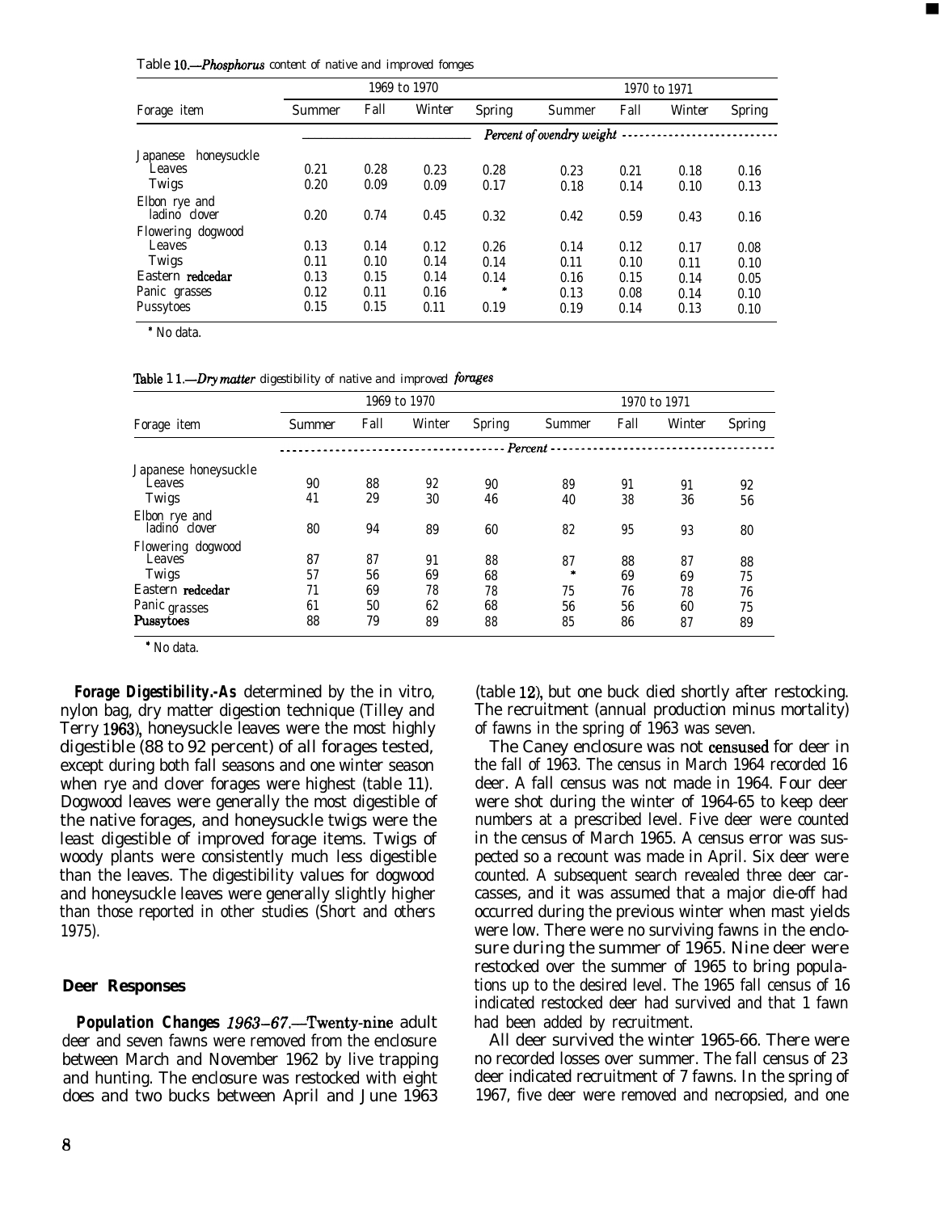Table 10.—*Phosphorus* content of native and improved forages

| Forage item | 1969 to 1970 | | | | 1970 to 1971 | | | |
|---|---|---|---|---|---|---|---|---|
| | Summer | Fall | Winter | Spring | Summer | Fall | Winter | Spring |
| | *Percent of ovendry weight* | | | | | | | |
| Japanese honeysuckle | | | | | | | | |
| Leaves | 0.21 | 0.28 | 0.23 | 0.28 | 0.23 | 0.21 | 0.18 | 0.16 |
| Twigs | 0.20 | 0.09 | 0.09 | 0.17 | 0.18 | 0.14 | 0.10 | 0.13 |
| Elbon rye and ladino clover | 0.20 | 0.74 | 0.45 | 0.32 | 0.42 | 0.59 | 0.43 | 0.16 |
| Flowering dogwood | | | | | | | | |
| Leaves | 0.13 | 0.14 | 0.12 | 0.26 | 0.14 | 0.12 | 0.17 | 0.08 |
| Twigs | 0.11 | 0.10 | 0.14 | 0.14 | 0.11 | 0.10 | 0.11 | 0.10 |
| Eastern redcedar | 0.13 | 0.15 | 0.14 | 0.14 | 0.16 | 0.15 | 0.14 | 0.05 |
| Panic grasses | 0.12 | 0.11 | 0.16 | * | 0.13 | 0.08 | 0.14 | 0.10 |
| Pussytoes | 0.15 | 0.15 | 0.11 | 0.19 | 0.19 | 0.14 | 0.13 | 0.10 |

* No data.

Table 11.—*Dry matter* digestibility of native and improved *forages*

| Forage item | 1969 to 1970 | | | | 1970 to 1971 | | | |
|---|---|---|---|---|---|---|---|---|
| | Summer | Fall | Winter | Spring | Summer | Fall | Winter | Spring |
| | *Percent* | | | | | | | |
| Japanese honeysuckle | | | | | | | | |
| Leaves | 90 | 88 | 92 | 90 | 89 | 91 | 91 | 92 |
| Twigs | 41 | 29 | 30 | 46 | 40 | 38 | 36 | 56 |
| Elbon rye and ladino clover | 80 | 94 | 89 | 60 | 82 | 95 | 93 | 80 |
| Flowering dogwood | | | | | | | | |
| Leaves | 87 | 87 | 91 | 88 | 87 | 88 | 87 | 88 |
| Twigs | 57 | 56 | 69 | 68 | * | 69 | 69 | 75 |
| Eastern redcedar | 71 | 69 | 78 | 78 | 75 | 76 | 78 | 76 |
| Panic grasses | 61 | 50 | 62 | 68 | 56 | 56 | 60 | 75 |
| Pussytoes | 88 | 79 | 89 | 88 | 85 | 86 | 87 | 89 |

* No data.

***Forage Digestibility.***—As determined by the in vitro, nylon bag, dry matter digestion technique (Tilley and Terry 1963), honeysuckle leaves were the most highly digestible (88 to 92 percent) of all forages tested, except during both fall seasons and one winter season when rye and clover forages were highest (table 11). Dogwood leaves were generally the most digestible of the native forages, and honeysuckle twigs were the least digestible of improved forage items. Twigs of woody plants were consistently much less digestible than the leaves. The digestibility values for dogwood and honeysuckle leaves were generally slightly higher than those reported in other studies (Short and others 1975).

## Deer Responses

***Population Changes 1963–67.***—Twenty-nine adult deer and seven fawns were removed from the enclosure between March and November 1962 by live trapping and hunting. The enclosure was restocked with eight does and two bucks between April and June 1963 (table 12), but one buck died shortly after restocking. The recruitment (annual production minus mortality) of fawns in the spring of 1963 was seven.

The Caney enclosure was not censused for deer in the fall of 1963. The census in March 1964 recorded 16 deer. A fall census was not made in 1964. Four deer were shot during the winter of 1964-65 to keep deer numbers at a prescribed level. Five deer were counted in the census of March 1965. A census error was suspected so a recount was made in April. Six deer were counted. A subsequent search revealed three deer carcasses, and it was assumed that a major die-off had occurred during the previous winter when mast yields were low. There were no surviving fawns in the enclosure during the summer of 1965. Nine deer were restocked over the summer of 1965 to bring populations up to the desired level. The 1965 fall census of 16 indicated restocked deer had survived and that 1 fawn had been added by recruitment.

All deer survived the winter 1965-66. There were no recorded losses over summer. The fall census of 23 deer indicated recruitment of 7 fawns. In the spring of 1967, five deer were removed and necropsied, and one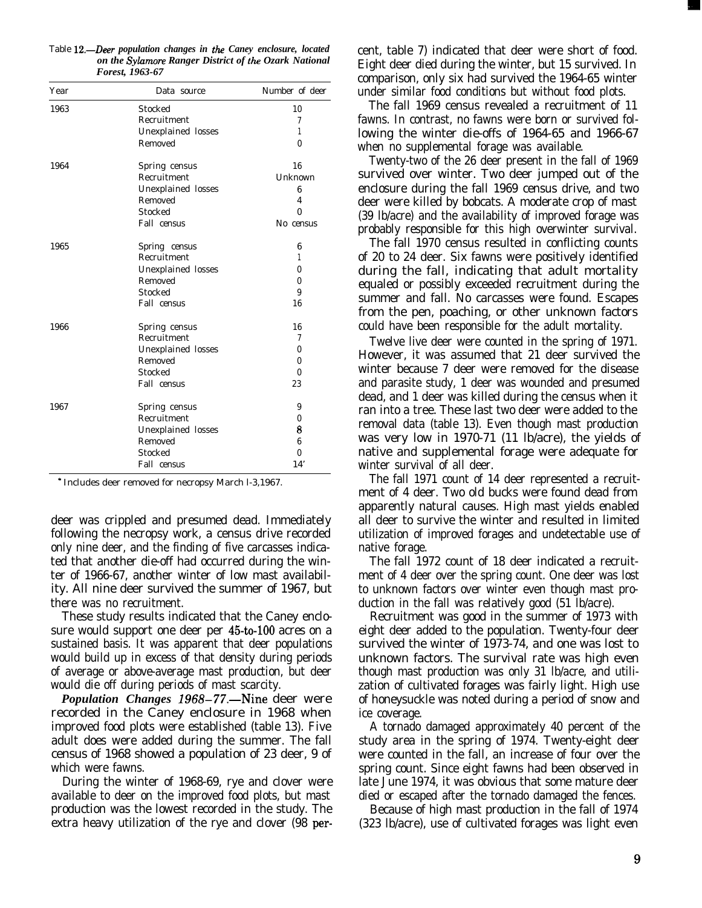Table 12.—*Deer population changes in the Caney enclosure, located on the Sylamore Ranger District of the Ozark National Forest, 1963-67*

| Year | Data source | Number of deer |
|---|---|---|
| 1963 | Stocked | 10 |
| | Recruitment | 7 |
| | Unexplained losses | 1 |
| | Removed | 0 |
| 1964 | Spring census | 16 |
| | Recruitment | Unknown |
| | Unexplained losses | 6 |
| | Removed | 4 |
| | Stocked | 0 |
| | Fall census | No census |
| 1965 | Spring census | 6 |
| | Recruitment | 1 |
| | Unexplained losses | 0 |
| | Removed | 0 |
| | Stocked | 9 |
| | Fall census | 16 |
| 1966 | Spring census | 16 |
| | Recruitment | 7 |
| | Unexplained losses | 0 |
| | Removed | 0 |
| | Stocked | 0 |
| | Fall census | 23 |
| 1967 | Spring census | 9 |
| | Recruitment | 0 |
| | Unexplained losses | 8 |
| | Removed | 6 |
| | Stocked | 0 |
| | Fall census | 14* |

* Includes deer removed for necropsy March 1-3, 1967.

deer was crippled and presumed dead. Immediately following the necropsy work, a census drive recorded only nine deer, and the finding of five carcasses indicated that another die-off had occurred during the winter of 1966-67, another winter of low mast availability. All nine deer survived the summer of 1967, but there was no recruitment.

These study results indicated that the Caney enclosure would support one deer per 45-to-100 acres on a sustained basis. It was apparent that deer populations would build up in excess of that density during periods of average or above-average mast production, but deer would die off during periods of mast scarcity.

***Population Changes 1968–77.***—Nine deer were recorded in the Caney enclosure in 1968 when improved food plots were established (table 13). Five adult does were added during the summer. The fall census of 1968 showed a population of 23 deer, 9 of which were fawns.

During the winter of 1968-69, rye and clover were available to deer on the improved food plots, but mast production was the lowest recorded in the study. The extra heavy utilization of the rye and clover (98 percent, table 7) indicated that deer were short of food. Eight deer died during the winter, but 15 survived. In comparison, only six had survived the 1964-65 winter under similar food conditions but without food plots.

The fall 1969 census revealed a recruitment of 11 fawns. In contrast, no fawns were born or survived following the winter die-offs of 1964-65 and 1966-67 when no supplemental forage was available.

Twenty-two of the 26 deer present in the fall of 1969 survived over winter. Two deer jumped out of the enclosure during the fall 1969 census drive, and two deer were killed by bobcats. A moderate crop of mast (39 lb/acre) and the availability of improved forage was probably responsible for this high overwinter survival.

The fall 1970 census resulted in conflicting counts of 20 to 24 deer. Six fawns were positively identified during the fall, indicating that adult mortality equaled or possibly exceeded recruitment during the summer and fall. No carcasses were found. Escapes from the pen, poaching, or other unknown factors could have been responsible for the adult mortality.

Twelve live deer were counted in the spring of 1971. However, it was assumed that 21 deer survived the winter because 7 deer were removed for the disease and parasite study, 1 deer was wounded and presumed dead, and 1 deer was killed during the census when it ran into a tree. These last two deer were added to the removal data (table 13). Even though mast production was very low in 1970-71 (11 lb/acre), the yields of native and supplemental forage were adequate for winter survival of all deer.

The fall 1971 count of 14 deer represented a recruitment of 4 deer. Two old bucks were found dead from apparently natural causes. High mast yields enabled all deer to survive the winter and resulted in limited utilization of improved forages and undetectable use of native forage.

The fall 1972 count of 18 deer indicated a recruitment of 4 deer over the spring count. One deer was lost to unknown factors over winter even though mast production in the fall was relatively good (51 lb/acre).

Recruitment was good in the summer of 1973 with eight deer added to the population. Twenty-four deer survived the winter of 1973-74, and one was lost to unknown factors. The survival rate was high even though mast production was only 31 lb/acre, and utilization of cultivated forages was fairly light. High use of honeysuckle was noted during a period of snow and ice coverage.

A tornado damaged approximately 40 percent of the study area in the spring of 1974. Twenty-eight deer were counted in the fall, an increase of four over the spring count. Since eight fawns had been observed in late June 1974, it was obvious that some mature deer died or escaped after the tornado damaged the fences.

Because of high mast production in the fall of 1974 (323 lb/acre), use of cultivated forages was light even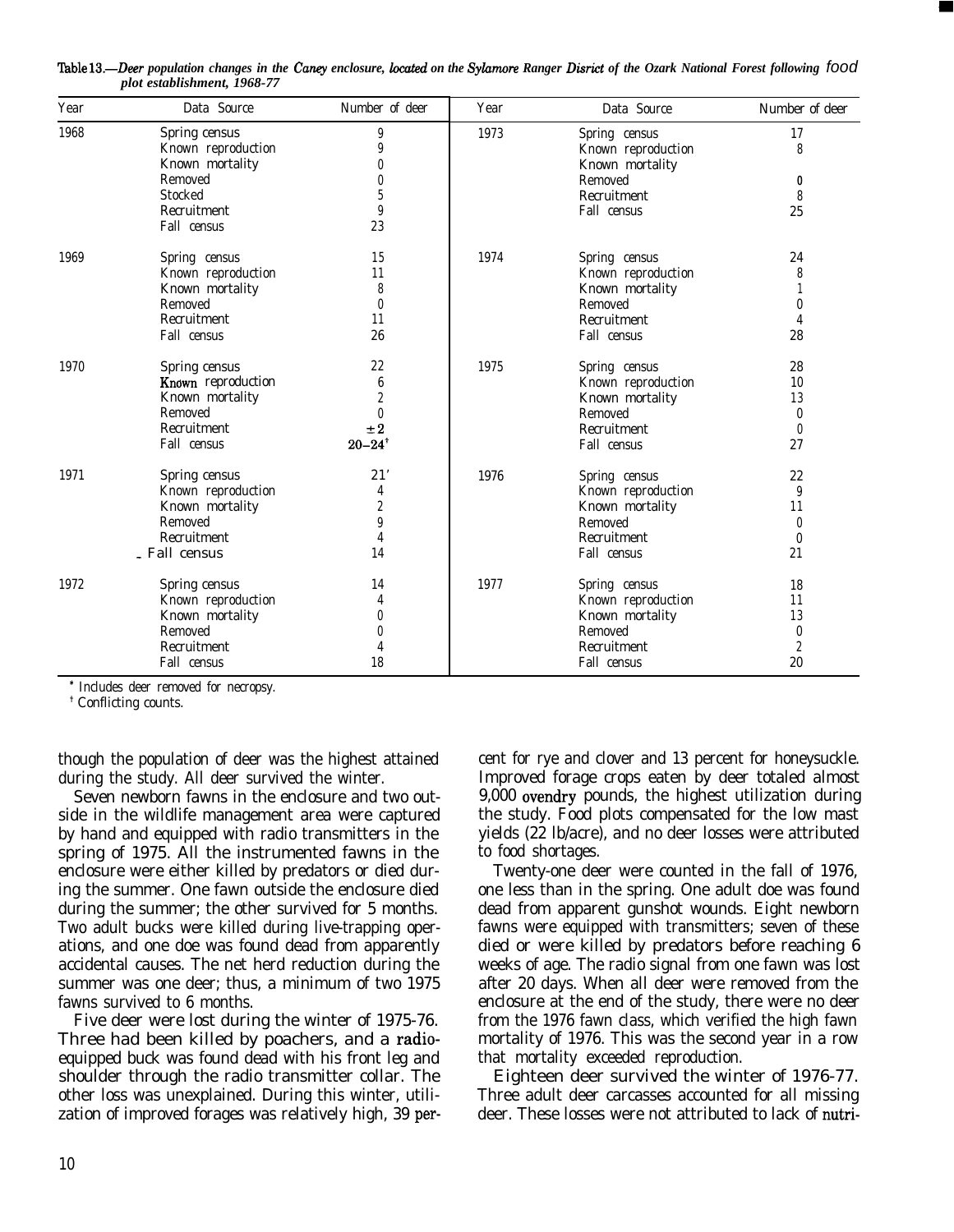Table 13.—*Deer population changes in the Caney enclosure, located on the Sylamore Ranger Disrict of the Ozark National Forest following food plot establishment, 1968-77*

| Year | Data Source | Number of deer | Year | Data Source | Number of deer |
|---|---|---|---|---|---|
| 1968 | Spring census | 9 | 1973 | Spring census | 17 |
| | Known reproduction | 9 | | Known reproduction | 8 |
| | Known mortality | 0 | | Known mortality | |
| | Removed | 0 | | Removed | 0 |
| | Stocked | 5 | | Recruitment | 8 |
| | Recruitment | 9 | | Fall census | 25 |
| | Fall census | 23 | | | |
| 1969 | Spring census | 15 | 1974 | Spring census | 24 |
| | Known reproduction | 11 | | Known reproduction | 8 |
| | Known mortality | 8 | | Known mortality | 1 |
| | Removed | 0 | | Removed | 0 |
| | Recruitment | 11 | | Recruitment | 4 |
| | Fall census | 26 | | Fall census | 28 |
| 1970 | Spring census | 22 | 1975 | Spring census | 28 |
| | Known reproduction | 6 | | Known reproduction | 10 |
| | Known mortality | 2 | | Known mortality | 13 |
| | Removed | 0 | | Removed | 0 |
| | Recruitment | ±2 | | Recruitment | 0 |
| | Fall census | 20–24† | | Fall census | 27 |
| 1971 | Spring census | 21* | 1976 | Spring census | 22 |
| | Known reproduction | 4 | | Known reproduction | 9 |
| | Known mortality | 2 | | Known mortality | 11 |
| | Removed | 9 | | Removed | 0 |
| | Recruitment | 4 | | Recruitment | 0 |
| | Fall census | 14 | | Fall census | 21 |
| 1972 | Spring census | 14 | 1977 | Spring census | 18 |
| | Known reproduction | 4 | | Known reproduction | 11 |
| | Known mortality | 0 | | Known mortality | 13 |
| | Removed | 0 | | Removed | 0 |
| | Recruitment | 4 | | Recruitment | 2 |
| | Fall census | 18 | | Fall census | 20 |

\* Includes deer removed for necropsy.
† Conflicting counts.

though the population of deer was the highest attained during the study. All deer survived the winter.

Seven newborn fawns in the enclosure and two outside in the wildlife management area were captured by hand and equipped with radio transmitters in the spring of 1975. All the instrumented fawns in the enclosure were either killed by predators or died during the summer. One fawn outside the enclosure died during the summer; the other survived for 5 months. Two adult bucks were killed during live-trapping operations, and one doe was found dead from apparently accidental causes. The net herd reduction during the summer was one deer; thus, a minimum of two 1975 fawns survived to 6 months.

Five deer were lost during the winter of 1975-76. Three had been killed by poachers, and a radio-equipped buck was found dead with his front leg and shoulder through the radio transmitter collar. The other loss was unexplained. During this winter, utilization of improved forages was relatively high, 39 percent for rye and clover and 13 percent for honeysuckle. Improved forage crops eaten by deer totaled almost 9,000 ovendry pounds, the highest utilization during the study. Food plots compensated for the low mast yields (22 lb/acre), and no deer losses were attributed to food shortages.

Twenty-one deer were counted in the fall of 1976, one less than in the spring. One adult doe was found dead from apparent gunshot wounds. Eight newborn fawns were equipped with transmitters; seven of these died or were killed by predators before reaching 6 weeks of age. The radio signal from one fawn was lost after 20 days. When all deer were removed from the enclosure at the end of the study, there were no deer from the 1976 fawn class, which verified the high fawn mortality of 1976. This was the second year in a row that mortality exceeded reproduction.

Eighteen deer survived the winter of 1976-77. Three adult deer carcasses accounted for all missing deer. These losses were not attributed to lack of nutri-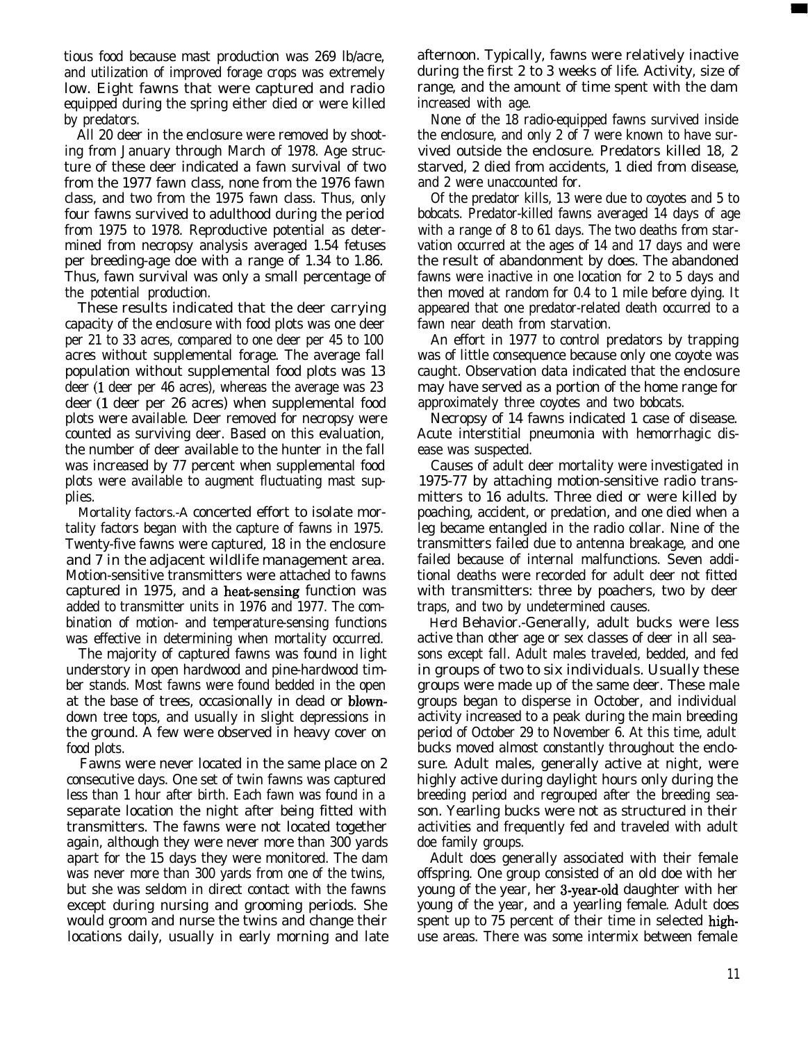tious food because mast production was 269 lb/acre, and utilization of improved forage crops was extremely low. Eight fawns that were captured and radio equipped during the spring either died or were killed by predators.

All 20 deer in the enclosure were removed by shooting from January through March of 1978. Age structure of these deer indicated a fawn survival of two from the 1977 fawn class, none from the 1976 fawn class, and two from the 1975 fawn class. Thus, only four fawns survived to adulthood during the period from 1975 to 1978. Reproductive potential as determined from necropsy analysis averaged 1.54 fetuses per breeding-age doe with a range of 1.34 to 1.86. Thus, fawn survival was only a small percentage of the potential production.

These results indicated that the deer carrying capacity of the enclosure with food plots was one deer per 21 to 33 acres, compared to one deer per 45 to 100 acres without supplemental forage. The average fall population without supplemental food plots was 13 deer (1 deer per 46 acres), whereas the average was 23 deer (1 deer per 26 acres) when supplemental food plots were available. Deer removed for necropsy were counted as surviving deer. Based on this evaluation, the number of deer available to the hunter in the fall was increased by 77 percent when supplemental food plots were available to augment fluctuating mast supplies.

*Mortality factors.*-A concerted effort to isolate mortality factors began with the capture of fawns in 1975. Twenty-five fawns were captured, 18 in the enclosure and 7 in the adjacent wildlife management area. Motion-sensitive transmitters were attached to fawns captured in 1975, and a heat-sensing function was added to transmitter units in 1976 and 1977. The combination of motion- and temperature-sensing functions was effective in determining when mortality occurred.

The majority of captured fawns was found in light understory in open hardwood and pine-hardwood timber stands. Most fawns were found bedded in the open at the base of trees, occasionally in dead or blowndown tree tops, and usually in slight depressions in the ground. A few were observed in heavy cover on food plots.

Fawns were never located in the same place on 2 consecutive days. One set of twin fawns was captured less than 1 hour after birth. Each fawn was found in a separate location the night after being fitted with transmitters. The fawns were not located together again, although they were never more than 300 yards apart for the 15 days they were monitored. The dam was never more than 300 yards from one of the twins, but she was seldom in direct contact with the fawns except during nursing and grooming periods. She would groom and nurse the twins and change their locations daily, usually in early morning and late afternoon. Typically, fawns were relatively inactive during the first 2 to 3 weeks of life. Activity, size of range, and the amount of time spent with the dam increased with age.

None of the 18 radio-equipped fawns survived inside the enclosure, and only 2 of 7 were known to have survived outside the enclosure. Predators killed 18, 2 starved, 2 died from accidents, 1 died from disease, and 2 were unaccounted for.

Of the predator kills, 13 were due to coyotes and 5 to bobcats. Predator-killed fawns averaged 14 days of age with a range of 8 to 61 days. The two deaths from starvation occurred at the ages of 14 and 17 days and were the result of abandonment by does. The abandoned fawns were inactive in one location for 2 to 5 days and then moved at random for 0.4 to 1 mile before dying. It appeared that one predator-related death occurred to a fawn near death from starvation.

An effort in 1977 to control predators by trapping was of little consequence because only one coyote was caught. Observation data indicated that the enclosure may have served as a portion of the home range for approximately three coyotes and two bobcats.

Necropsy of 14 fawns indicated 1 case of disease. Acute interstitial pneumonia with hemorrhagic disease was suspected.

Causes of adult deer mortality were investigated in 1975-77 by attaching motion-sensitive radio transmitters to 16 adults. Three died or were killed by poaching, accident, or predation, and one died when a leg became entangled in the radio collar. Nine of the transmitters failed due to antenna breakage, and one failed because of internal malfunctions. Seven additional deaths were recorded for adult deer not fitted with transmitters: three by poachers, two by deer traps, and two by undetermined causes.

*Herd Behavior.*-Generally, adult bucks were less active than other age or sex classes of deer in all seasons except fall. Adult males traveled, bedded, and fed in groups of two to six individuals. Usually these groups were made up of the same deer. These male groups began to disperse in October, and individual activity increased to a peak during the main breeding period of October 29 to November 6. At this time, adult bucks moved almost constantly throughout the enclosure. Adult males, generally active at night, were highly active during daylight hours only during the breeding period and regrouped after the breeding season. Yearling bucks were not as structured in their activities and frequently fed and traveled with adult doe family groups.

Adult does generally associated with their female offspring. One group consisted of an old doe with her young of the year, her 3-year-old daughter with her young of the year, and a yearling female. Adult does spent up to 75 percent of their time in selected high-use areas. There was some intermix between female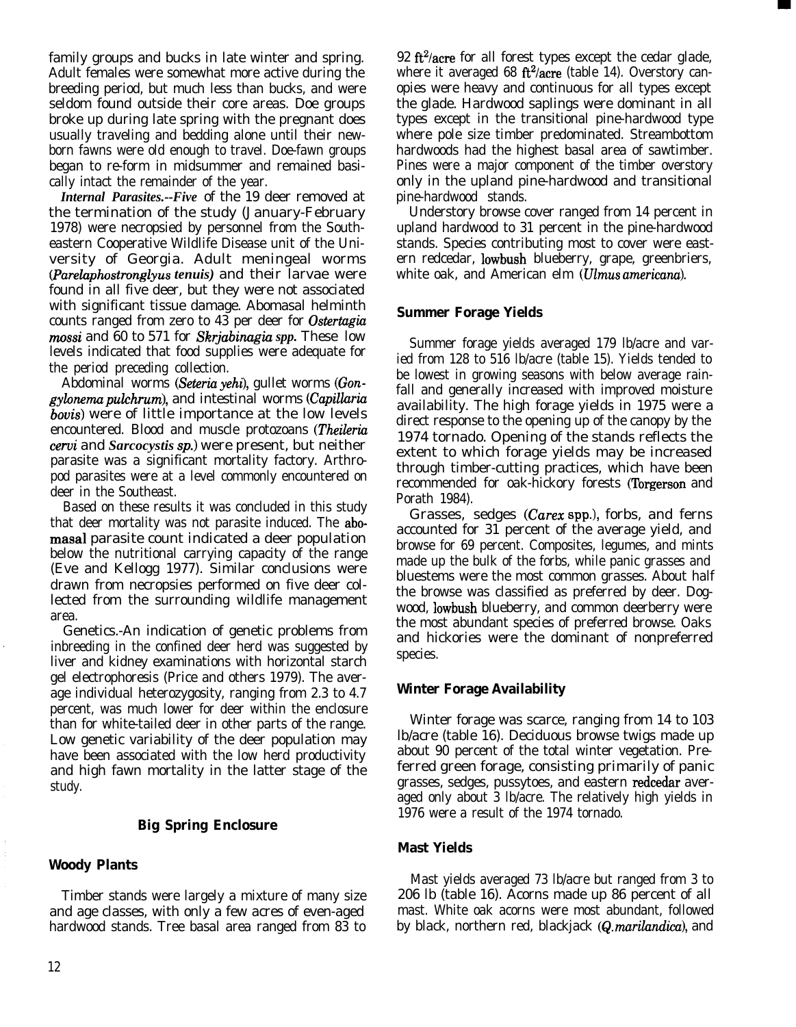family groups and bucks in late winter and spring. Adult females were somewhat more active during the breeding period, but much less than bucks, and were seldom found outside their core areas. Doe groups broke up during late spring with the pregnant does usually traveling and bedding alone until their newborn fawns were old enough to travel. Doe-fawn groups began to re-form in midsummer and remained basically intact the remainder of the year.

***Internal Parasites.***--Five of the 19 deer removed at the termination of the study (January-February 1978) were necropsied by personnel from the Southeastern Cooperative Wildlife Disease unit of the University of Georgia. Adult meningeal worms (*Parelaphostronglyus tenuis)* and their larvae were found in all five deer, but they were not associated with significant tissue damage. Abomasal helminth counts ranged from zero to 43 per deer for *Ostertagia mossi* and 60 to 571 for *Skrjabinagia spp.* These low levels indicated that food supplies were adequate for the period preceding collection.

Abdominal worms (*Seteria yehi*), gullet worms (*Gongylonema pulchrum*), and intestinal worms (*Capillaria bovis*) were of little importance at the low levels encountered. Blood and muscle protozoans (*Theileria cervi* and *Sarcocystis sp.*) were present, but neither parasite was a significant mortality factory. Arthropod parasites were at a level commonly encountered on deer in the Southeast.

Based on these results it was concluded in this study that deer mortality was not parasite induced. The abomasal parasite count indicated a deer population below the nutritional carrying capacity of the range (Eve and Kellogg 1977). Similar conclusions were drawn from necropsies performed on five deer collected from the surrounding wildlife management area.

Genetics.-An indication of genetic problems from inbreeding in the confined deer herd was suggested by liver and kidney examinations with horizontal starch gel electrophoresis (Price and others 1979). The average individual heterozygosity, ranging from 2.3 to 4.7 percent, was much lower for deer within the enclosure than for white-tailed deer in other parts of the range. Low genetic variability of the deer population may have been associated with the low herd productivity and high fawn mortality in the latter stage of the study.

## Big Spring Enclosure

### Woody Plants

Timber stands were largely a mixture of many size and age classes, with only a few acres of even-aged hardwood stands. Tree basal area ranged from 83 to 92 $ft^2$/acre for all forest types except the cedar glade, where it averaged 68 $ft^2$/acre (table 14). Overstory canopies were heavy and continuous for all types except the glade. Hardwood saplings were dominant in all types except in the transitional pine-hardwood type where pole size timber predominated. Streambottom hardwoods had the highest basal area of sawtimber. Pines were a major component of the timber overstory only in the upland pine-hardwood and transitional pine-hardwood stands.

Understory browse cover ranged from 14 percent in upland hardwood to 31 percent in the pine-hardwood stands. Species contributing most to cover were eastern redcedar, lowbush blueberry, grape, greenbriers, white oak, and American elm (*Ulmus americana*).

### Summer Forage Yields

Summer forage yields averaged 179 lb/acre and varied from 128 to 516 lb/acre (table 15). Yields tended to be lowest in growing seasons with below average rainfall and generally increased with improved moisture availability. The high forage yields in 1975 were a direct response to the opening up of the canopy by the 1974 tornado. Opening of the stands reflects the extent to which forage yields may be increased through timber-cutting practices, which have been recommended for oak-hickory forests (Torgerson and Porath 1984).

Grasses, sedges (*Carex* spp.), forbs, and ferns accounted for 31 percent of the average yield, and browse for 69 percent. Composites, legumes, and mints made up the bulk of the forbs, while panic grasses and bluestems were the most common grasses. About half the browse was classified as preferred by deer. Dogwood, lowbush blueberry, and common deerberry were the most abundant species of preferred browse. Oaks and hickories were the dominant of nonpreferred species.

### Winter Forage Availability

Winter forage was scarce, ranging from 14 to 103 lb/acre (table 16). Deciduous browse twigs made up about 90 percent of the total winter vegetation. Preferred green forage, consisting primarily of panic grasses, sedges, pussytoes, and eastern redcedar averaged only about 3 lb/acre. The relatively high yields in 1976 were a result of the 1974 tornado.

### Mast Yields

Mast yields averaged 73 lb/acre but ranged from 3 to 206 lb (table 16). Acorns made up 86 percent of all mast. White oak acorns were most abundant, followed by black, northern red, blackjack (*Q. marilandica*), and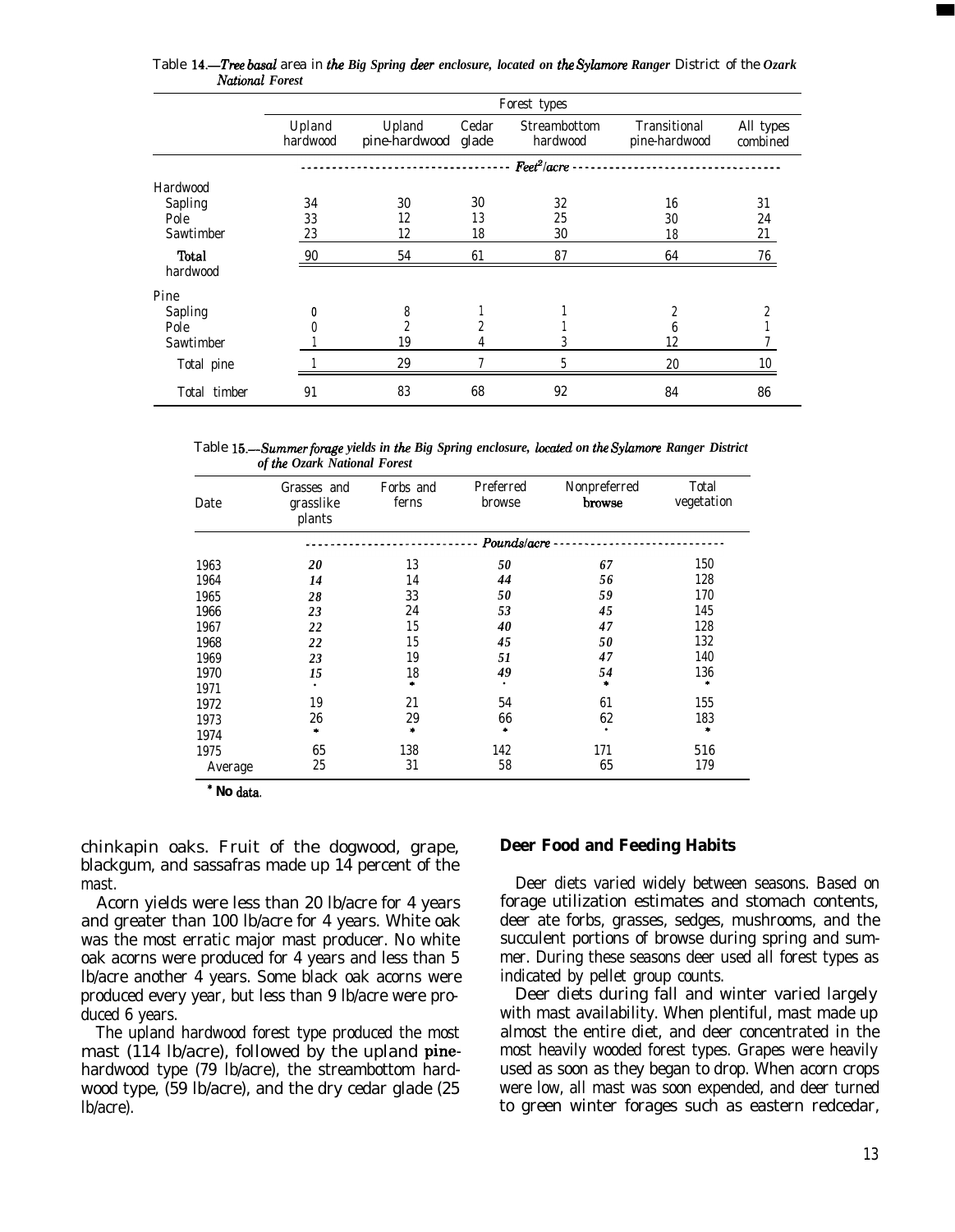Table 14.—*Tree basal area in the Big Spring deer enclosure, located on the Sylamore Ranger District of the Ozark National Forest*

| | Forest types | | | | | |
|---|---|---|---|---|---|---|
| | Upland hardwood | Upland pine-hardwood | Cedar glade | Streambottom hardwood | Transitional pine-hardwood | All types combined |
| | *Feet²/acre* | | | | | |
| Hardwood | | | | | | |
| Sapling | 34 | 30 | 30 | 32 | 16 | 31 |
| Pole | 33 | 12 | 13 | 25 | 30 | 24 |
| Sawtimber | 23 | 12 | 18 | 30 | 18 | 21 |
| Total hardwood | 90 | 54 | 61 | 87 | 64 | 76 |
| Pine | | | | | | |
| Sapling | 0 | 8 | 1 | 1 | 2 | 2 |
| Pole | 0 | 2 | 2 | 1 | 6 | 1 |
| Sawtimber | 1 | 19 | 4 | 3 | 12 | 7 |
| Total pine | 1 | 29 | 7 | 5 | 20 | 10 |
| Total timber | 91 | 83 | 68 | 92 | 84 | 86 |

Table 15.—*Summer forage yields in the Big Spring enclosure, located on the Sylamore Ranger District of the Ozark National Forest*

| Date | Grasses and grasslike plants | Forbs and ferns | Preferred browse | Nonpreferred browse | Total vegetation |
|---|---|---|---|---|---|
| | *Pounds/acre* | | | | |
| 1963 | 20 | 13 | 50 | 67 | 150 |
| 1964 | 14 | 14 | 44 | 56 | 128 |
| 1965 | 28 | 33 | 50 | 59 | 170 |
| 1966 | 23 | 24 | 53 | 45 | 145 |
| 1967 | 22 | 15 | 40 | 47 | 128 |
| 1968 | 22 | 15 | 45 | 50 | 132 |
| 1969 | 23 | 19 | 51 | 47 | 140 |
| 1970 | 15 | 18 | 49 | 54 | 136 |
| 1971 | * | * | * | * | * |
| 1972 | 19 | 21 | 54 | 61 | 155 |
| 1973 | 26 | 29 | 66 | 62 | 183 |
| 1974 | * | * | * | * | * |
| 1975 | 65 | 138 | 142 | 171 | 516 |
| Average | 25 | 31 | 58 | 65 | 179 |

* No data.

chinkapin oaks. Fruit of the dogwood, grape, blackgum, and sassafras made up 14 percent of the mast.

Acorn yields were less than 20 lb/acre for 4 years and greater than 100 lb/acre for 4 years. White oak was the most erratic major mast producer. No white oak acorns were produced for 4 years and less than 5 lb/acre another 4 years. Some black oak acorns were produced every year, but less than 9 lb/acre were produced 6 years.

The upland hardwood forest type produced the most mast (114 lb/acre), followed by the upland pine-hardwood type (79 lb/acre), the streambottom hardwood type, (59 lb/acre), and the dry cedar glade (25 lb/acre).

## Deer Food and Feeding Habits

Deer diets varied widely between seasons. Based on forage utilization estimates and stomach contents, deer ate forbs, grasses, sedges, mushrooms, and the succulent portions of browse during spring and summer. During these seasons deer used all forest types as indicated by pellet group counts.

Deer diets during fall and winter varied largely with mast availability. When plentiful, mast made up almost the entire diet, and deer concentrated in the most heavily wooded forest types. Grapes were heavily used as soon as they began to drop. When acorn crops were low, all mast was soon expended, and deer turned to green winter forages such as eastern redcedar,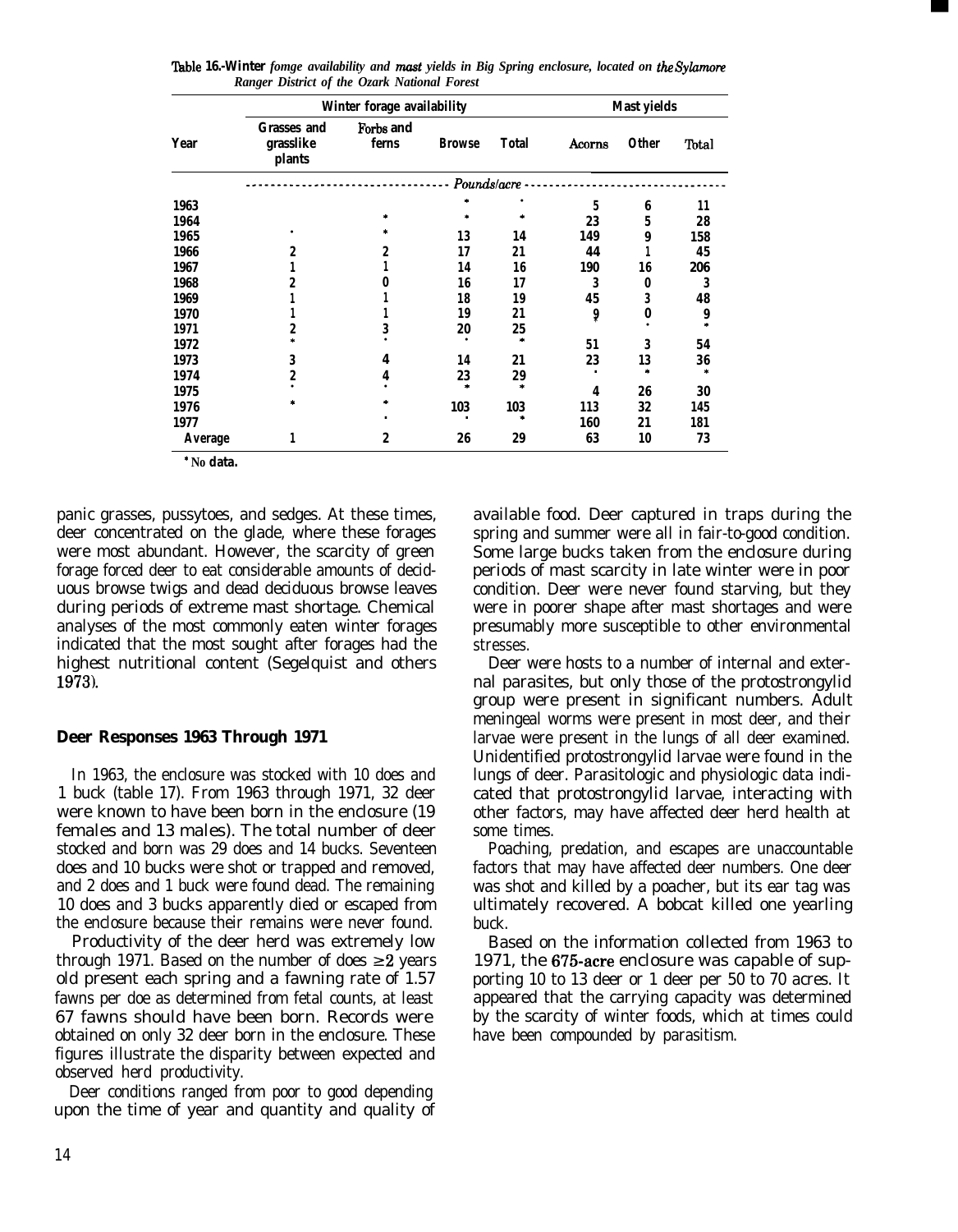**Table 16.-Winter** *forage availability and mast yields in Big Spring enclosure, located on the Sylamore Ranger District of the Ozark National Forest*

| Year | Winter forage availability | | | | Mast yields | | |
|---|---|---|---|---|---|---|---|
| | Grasses and grasslike plants | Forbs and ferns | Browse | Total | Acorns | Other | Total |
| | *Pounds/acre* | | | | | | |
| 1963 | | | * | * | 5 | 6 | 11 |
| 1964 | | * | * | * | 23 | 5 | 28 |
| 1965 | * | * | 13 | 14 | 149 | 9 | 158 |
| 1966 | 2 | 2 | 17 | 21 | 44 | 1 | 45 |
| 1967 | 1 | 1 | 14 | 16 | 190 | 16 | 206 |
| 1968 | 2 | 0 | 16 | 17 | 3 | 0 | 3 |
| 1969 | 1 | 1 | 18 | 19 | 45 | 3 | 48 |
| 1970 | 1 | 1 | 19 | 21 | 9 | 0 | 9 |
| 1971 | 2 | 3 | 20 | 25 | * | * | * |
| 1972 | * | * | * | * | 51 | 3 | 54 |
| 1973 | 3 | 4 | 14 | 21 | 23 | 13 | 36 |
| 1974 | 2 | 4 | 23 | 29 | * | * | * |
| 1975 | * | * | * | * | 4 | 26 | 30 |
| 1976 | * | * | 103 | 103 | 113 | 32 | 145 |
| 1977 | | * | * | * | 160 | 21 | 181 |
| Average | 1 | 2 | 26 | 29 | 63 | 10 | 73 |

\* No data.

panic grasses, pussytoes, and sedges. At these times, deer concentrated on the glade, where these forages were most abundant. However, the scarcity of green forage forced deer to eat considerable amounts of deciduous browse twigs and dead deciduous browse leaves during periods of extreme mast shortage. Chemical analyses of the most commonly eaten winter forages indicated that the most sought after forages had the highest nutritional content (Segelquist and others 1973).

### Deer Responses 1963 Through 1971

In 1963, the enclosure was stocked with 10 does and 1 buck (table 17). From 1963 through 1971, 32 deer were known to have been born in the enclosure (19 females and 13 males). The total number of deer stocked and born was 29 does and 14 bucks. Seventeen does and 10 bucks were shot or trapped and removed, and 2 does and 1 buck were found dead. The remaining 10 does and 3 bucks apparently died or escaped from the enclosure because their remains were never found.

Productivity of the deer herd was extremely low through 1971. Based on the number of does $\geq 2$ years old present each spring and a fawning rate of 1.57 fawns per doe as determined from fetal counts, at least 67 fawns should have been born. Records were obtained on only 32 deer born in the enclosure. These figures illustrate the disparity between expected and observed herd productivity.

Deer conditions ranged from poor to good depending upon the time of year and quantity and quality of available food. Deer captured in traps during the spring and summer were all in fair-to-good condition. Some large bucks taken from the enclosure during periods of mast scarcity in late winter were in poor condition. Deer were never found starving, but they were in poorer shape after mast shortages and were presumably more susceptible to other environmental stresses.

Deer were hosts to a number of internal and external parasites, but only those of the protostrongylid group were present in significant numbers. Adult meningeal worms were present in most deer, and their larvae were present in the lungs of all deer examined. Unidentified protostrongylid larvae were found in the lungs of deer. Parasitologic and physiologic data indicated that protostrongylid larvae, interacting with other factors, may have affected deer herd health at some times.

Poaching, predation, and escapes are unaccountable factors that may have affected deer numbers. One deer was shot and killed by a poacher, but its ear tag was ultimately recovered. A bobcat killed one yearling buck.

Based on the information collected from 1963 to 1971, the 675-acre enclosure was capable of supporting 10 to 13 deer or 1 deer per 50 to 70 acres. It appeared that the carrying capacity was determined by the scarcity of winter foods, which at times could have been compounded by parasitism.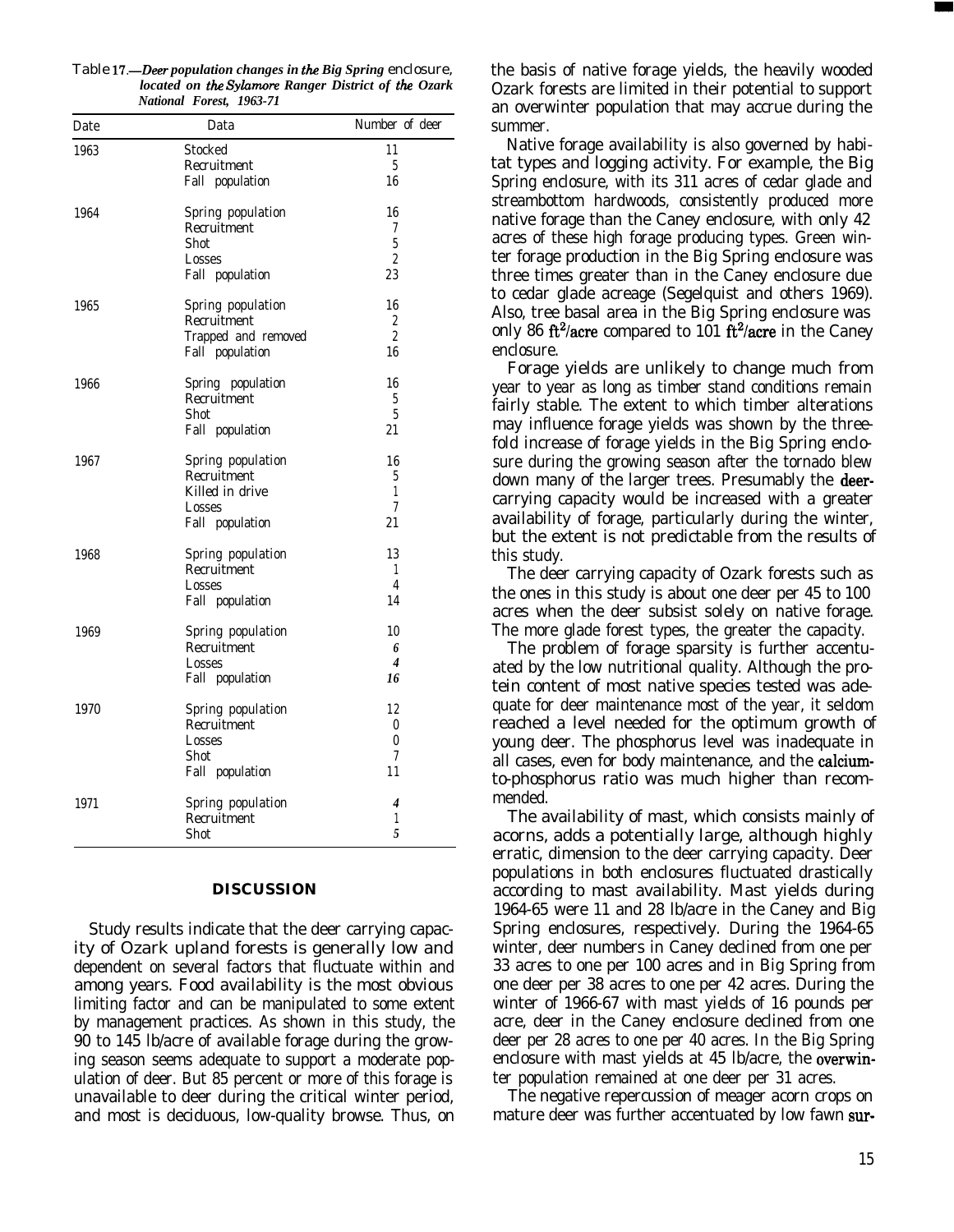Table 17.—*Deer population changes in the Big Spring enclosure, located on the Sylamore Ranger District of the Ozark National Forest, 1963-71*

| Date | Data | Number of deer |
|---|---|---|
| 1963 | Stocked | 11 |
| | Recruitment | 5 |
| | Fall population | 16 |
| 1964 | Spring population | 16 |
| | Recruitment | 7 |
| | Shot | 5 |
| | Losses | 2 |
| | Fall population | 23 |
| 1965 | Spring population | 16 |
| | Recruitment | 2 |
| | Trapped and removed | 2 |
| | Fall population | 16 |
| 1966 | Spring population | 16 |
| | Recruitment | 5 |
| | Shot | 5 |
| | Fall population | 21 |
| 1967 | Spring population | 16 |
| | Recruitment | 5 |
| | Killed in drive | 1 |
| | Losses | 7 |
| | Fall population | 21 |
| 1968 | Spring population | 13 |
| | Recruitment | 1 |
| | Losses | 4 |
| | Fall population | 14 |
| 1969 | Spring population | 10 |
| | Recruitment | 6 |
| | Losses | 4 |
| | Fall population | 16 |
| 1970 | Spring population | 12 |
| | Recruitment | 0 |
| | Losses | 0 |
| | Shot | 7 |
| | Fall population | 11 |
| 1971 | Spring population | 4 |
| | Recruitment | 1 |
| | Shot | 5 |

## DISCUSSION

Study results indicate that the deer carrying capacity of Ozark upland forests is generally low and dependent on several factors that fluctuate within and among years. Food availability is the most obvious limiting factor and can be manipulated to some extent by management practices. As shown in this study, the 90 to 145 lb/acre of available forage during the growing season seems adequate to support a moderate population of deer. But 85 percent or more of this forage is unavailable to deer during the critical winter period, and most is deciduous, low-quality browse. Thus, on the basis of native forage yields, the heavily wooded Ozark forests are limited in their potential to support an overwinter population that may accrue during the summer.

Native forage availability is also governed by habitat types and logging activity. For example, the Big Spring enclosure, with its 311 acres of cedar glade and streambottom hardwoods, consistently produced more native forage than the Caney enclosure, with only 42 acres of these high forage producing types. Green winter forage production in the Big Spring enclosure was three times greater than in the Caney enclosure due to cedar glade acreage (Segelquist and others 1969). Also, tree basal area in the Big Spring enclosure was only 86 $ft^2$/acre compared to 101 $ft^2$/acre in the Caney enclosure.

Forage yields are unlikely to change much from year to year as long as timber stand conditions remain fairly stable. The extent to which timber alterations may influence forage yields was shown by the threefold increase of forage yields in the Big Spring enclosure during the growing season after the tornado blew down many of the larger trees. Presumably the deer-carrying capacity would be increased with a greater availability of forage, particularly during the winter, but the extent is not predictable from the results of this study.

The deer carrying capacity of Ozark forests such as the ones in this study is about one deer per 45 to 100 acres when the deer subsist solely on native forage. The more glade forest types, the greater the capacity.

The problem of forage sparsity is further accentuated by the low nutritional quality. Although the protein content of most native species tested was adequate for deer maintenance most of the year, it seldom reached a level needed for the optimum growth of young deer. The phosphorus level was inadequate in all cases, even for body maintenance, and the calcium-to-phosphorus ratio was much higher than recommended.

The availability of mast, which consists mainly of acorns, adds a potentially large, although highly erratic, dimension to the deer carrying capacity. Deer populations in both enclosures fluctuated drastically according to mast availability. Mast yields during 1964-65 were 11 and 28 lb/acre in the Caney and Big Spring enclosures, respectively. During the 1964-65 winter, deer numbers in Caney declined from one per 33 acres to one per 100 acres and in Big Spring from one deer per 38 acres to one per 42 acres. During the winter of 1966-67 with mast yields of 16 pounds per acre, deer in the Caney enclosure declined from one deer per 28 acres to one per 40 acres. In the Big Spring enclosure with mast yields at 45 lb/acre, the overwinter population remained at one deer per 31 acres.

The negative repercussion of meager acorn crops on mature deer was further accentuated by low fawn sur-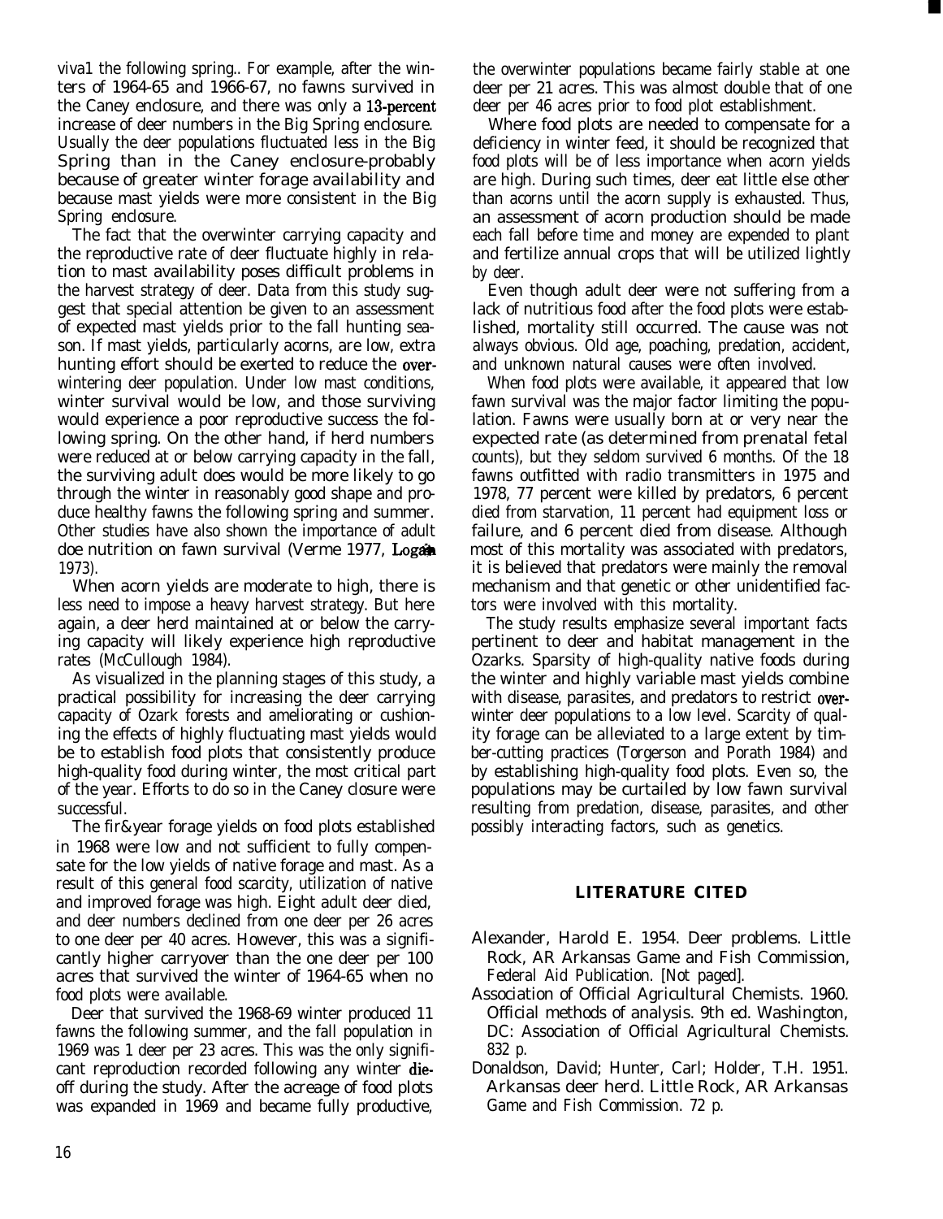viva1 the following spring.. For example, after the winters of 1964-65 and 1966-67, no fawns survived in the Caney enclosure, and there was only a 13-percent increase of deer numbers in the Big Spring enclosure. Usually the deer populations fluctuated less in the Big Spring than in the Caney enclosure-probably because of greater winter forage availability and because mast yields were more consistent in the Big Spring enclosure.

The fact that the overwinter carrying capacity and the reproductive rate of deer fluctuate highly in relation to mast availability poses difficult problems in the harvest strategy of deer. Data from this study suggest that special attention be given to an assessment of expected mast yields prior to the fall hunting season. If mast yields, particularly acorns, are low, extra hunting effort should be exerted to reduce the overwintering deer population. Under low mast conditions, winter survival would be low, and those surviving would experience a poor reproductive success the following spring. On the other hand, if herd numbers were reduced at or below carrying capacity in the fall, the surviving adult does would be more likely to go through the winter in reasonably good shape and produce healthy fawns the following spring and summer. Other studies have also shown the importance of adult doe nutrition on fawn survival (Verme 1977, Logan 1973).

When acorn yields are moderate to high, there is less need to impose a heavy harvest strategy. But here again, a deer herd maintained at or below the carrying capacity will likely experience high reproductive rates (McCullough 1984).

As visualized in the planning stages of this study, a practical possibility for increasing the deer carrying capacity of Ozark forests and ameliorating or cushioning the effects of highly fluctuating mast yields would be to establish food plots that consistently produce high-quality food during winter, the most critical part of the year. Efforts to do so in the Caney closure were successful.

The fir&year forage yields on food plots established in 1968 were low and not sufficient to fully compensate for the low yields of native forage and mast. As a result of this general food scarcity, utilization of native and improved forage was high. Eight adult deer died, and deer numbers declined from one deer per 26 acres to one deer per 40 acres. However, this was a significantly higher carryover than the one deer per 100 acres that survived the winter of 1964-65 when no food plots were available.

Deer that survived the 1968-69 winter produced 11 fawns the following summer, and the fall population in 1969 was 1 deer per 23 acres. This was the only significant reproduction recorded following any winter die-off during the study. After the acreage of food plots was expanded in 1969 and became fully productive, the overwinter populations became fairly stable at one deer per 21 acres. This was almost double that of one deer per 46 acres prior to food plot establishment.

Where food plots are needed to compensate for a deficiency in winter feed, it should be recognized that food plots will be of less importance when acorn yields are high. During such times, deer eat little else other than acorns until the acorn supply is exhausted. Thus, an assessment of acorn production should be made each fall before time and money are expended to plant and fertilize annual crops that will be utilized lightly by deer.

Even though adult deer were not suffering from a lack of nutritious food after the food plots were established, mortality still occurred. The cause was not always obvious. Old age, poaching, predation, accident, and unknown natural causes were often involved.

When food plots were available, it appeared that low fawn survival was the major factor limiting the population. Fawns were usually born at or very near the expected rate (as determined from prenatal fetal counts), but they seldom survived 6 months. Of the 18 fawns outfitted with radio transmitters in 1975 and 1978, 77 percent were killed by predators, 6 percent died from starvation, 11 percent had equipment loss or failure, and 6 percent died from disease. Although most of this mortality was associated with predators, it is believed that predators were mainly the removal mechanism and that genetic or other unidentified factors were involved with this mortality.

The study results emphasize several important facts pertinent to deer and habitat management in the Ozarks. Sparsity of high-quality native foods during the winter and highly variable mast yields combine with disease, parasites, and predators to restrict overwinter deer populations to a low level. Scarcity of quality forage can be alleviated to a large extent by timber-cutting practices (Torgerson and Porath 1984) and by establishing high-quality food plots. Even so, the populations may be curtailed by low fawn survival resulting from predation, disease, parasites, and other possibly interacting factors, such as genetics.

## LITERATURE CITED

Alexander, Harold E. 1954. Deer problems. Little Rock, AR Arkansas Game and Fish Commission, Federal Aid Publication. [Not paged].

Association of Official Agricultural Chemists. 1960. Official methods of analysis. 9th ed. Washington, DC: Association of Official Agricultural Chemists. 832 p.

Donaldson, David; Hunter, Carl; Holder, T.H. 1951. Arkansas deer herd. Little Rock, AR Arkansas Game and Fish Commission. 72 p.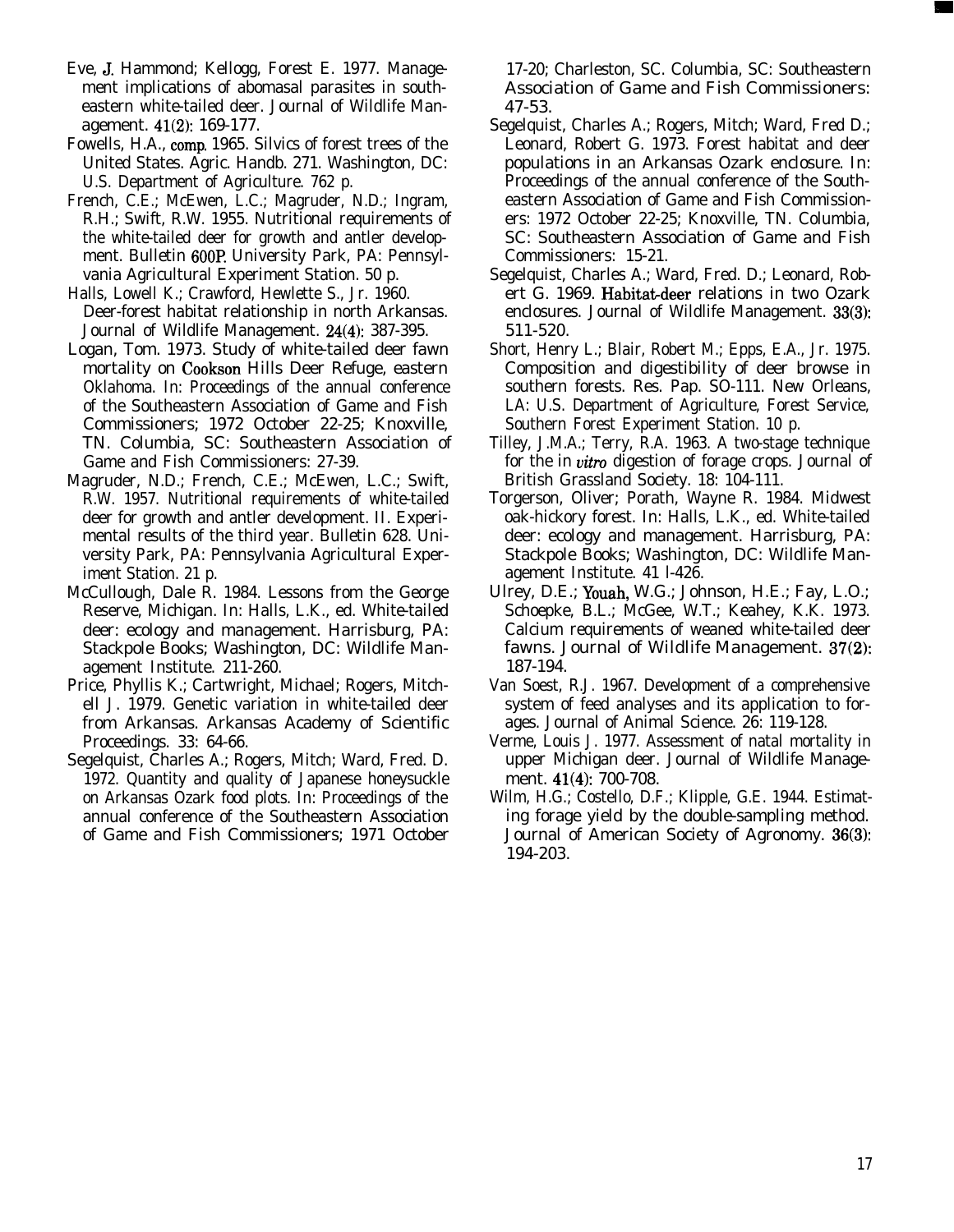Eve, J. Hammond; Kellogg, Forest E. 1977. Management implications of abomasal parasites in southeastern white-tailed deer. Journal of Wildlife Management. 41(2): 169-177.

Fowells, H.A., comp. 1965. Silvics of forest trees of the United States. Agric. Handb. 271. Washington, DC: U.S. Department of Agriculture. 762 p.

French, C.E.; McEwen, L.C.; Magruder, N.D.; Ingram, R.H.; Swift, R.W. 1955. Nutritional requirements of the white-tailed deer for growth and antler development. Bulletin 600P. University Park, PA: Pennsylvania Agricultural Experiment Station. 50 p.

Halls, Lowell K.; Crawford, Hewlette S., Jr. 1960. Deer-forest habitat relationship in north Arkansas. Journal of Wildlife Management. 24(4): 387-395.

Logan, Tom. 1973. Study of white-tailed deer fawn mortality on Cookson Hills Deer Refuge, eastern Oklahoma. In: Proceedings of the annual conference of the Southeastern Association of Game and Fish Commissioners; 1972 October 22-25; Knoxville, TN. Columbia, SC: Southeastern Association of Game and Fish Commissioners: 27-39.

Magruder, N.D.; French, C.E.; McEwen, L.C.; Swift, R.W. 1957. Nutritional requirements of white-tailed deer for growth and antler development. II. Experimental results of the third year. Bulletin 628. University Park, PA: Pennsylvania Agricultural Experiment Station. 21 p.

McCullough, Dale R. 1984. Lessons from the George Reserve, Michigan. In: Halls, L.K., ed. White-tailed deer: ecology and management. Harrisburg, PA: Stackpole Books; Washington, DC: Wildlife Management Institute. 211-260.

Price, Phyllis K.; Cartwright, Michael; Rogers, Mitchell J. 1979. Genetic variation in white-tailed deer from Arkansas. Arkansas Academy of Scientific Proceedings. 33: 64-66.

Segelquist, Charles A.; Rogers, Mitch; Ward, Fred. D. 1972. Quantity and quality of Japanese honeysuckle on Arkansas Ozark food plots. In: Proceedings of the annual conference of the Southeastern Association of Game and Fish Commissioners; 1971 October 17-20; Charleston, SC. Columbia, SC: Southeastern Association of Game and Fish Commissioners: 47-53.

Segelquist, Charles A.; Rogers, Mitch; Ward, Fred D.; Leonard, Robert G. 1973. Forest habitat and deer populations in an Arkansas Ozark enclosure. In: Proceedings of the annual conference of the Southeastern Association of Game and Fish Commissioners: 1972 October 22-25; Knoxville, TN. Columbia, SC: Southeastern Association of Game and Fish Commissioners: 15-21.

Segelquist, Charles A.; Ward, Fred. D.; Leonard, Robert G. 1969. Habitat-deer relations in two Ozark enclosures. Journal of Wildlife Management. 33(3): 511-520.

Short, Henry L.; Blair, Robert M.; Epps, E.A., Jr. 1975. Composition and digestibility of deer browse in southern forests. Res. Pap. SO-111. New Orleans, LA: U.S. Department of Agriculture, Forest Service, Southern Forest Experiment Station. 10 p.

Tilley, J.M.A.; Terry, R.A. 1963. A two-stage technique for the in *vitro* digestion of forage crops. Journal of British Grassland Society. 18: 104-111.

Torgerson, Oliver; Porath, Wayne R. 1984. Midwest oak-hickory forest. In: Halls, L.K., ed. White-tailed deer: ecology and management. Harrisburg, PA: Stackpole Books; Washington, DC: Wildlife Management Institute. 41 l-426.

Ulrey, D.E.; Youah, W.G.; Johnson, H.E.; Fay, L.O.; Schoepke, B.L.; McGee, W.T.; Keahey, K.K. 1973. Calcium requirements of weaned white-tailed deer fawns. Journal of Wildlife Management. 37(2): 187-194.

Van Soest, R.J. 1967. Development of a comprehensive system of feed analyses and its application to forages. Journal of Animal Science. 26: 119-128.

Verme, Louis J. 1977. Assessment of natal mortality in upper Michigan deer. Journal of Wildlife Management. 41(4): 700-708.

Wilm, H.G.; Costello, D.F.; Klipple, G.E. 1944. Estimating forage yield by the double-sampling method. Journal of American Society of Agronomy. 36(3): 194-203.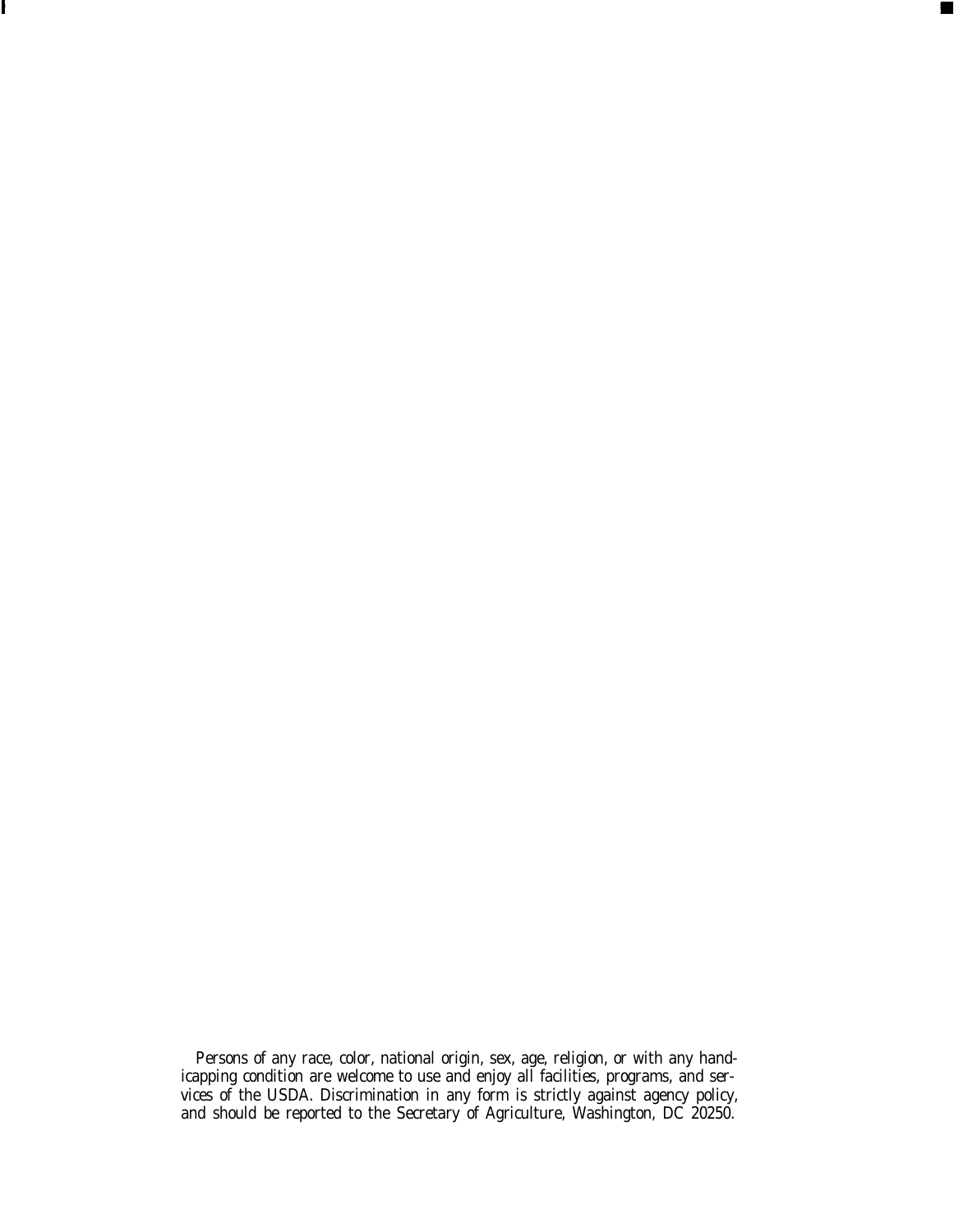Persons of any race, color, national origin, sex, age, religion, or with any handicapping condition are welcome to use and enjoy all facilities, programs, and services of the USDA. Discrimination in any form is strictly against agency policy, and should be reported to the Secretary of Agriculture, Washington, DC 20250.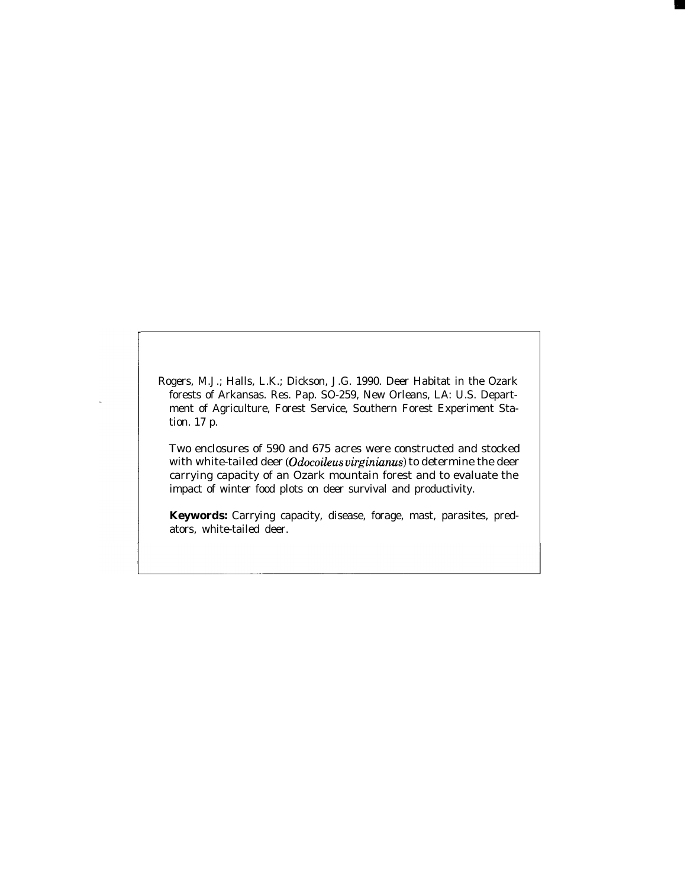Rogers, M.J.; Halls, L.K.; Dickson, J.G. 1990. Deer Habitat in the Ozark forests of Arkansas. Res. Pap. SO-259, New Orleans, LA: U.S. Department of Agriculture, Forest Service, Southern Forest Experiment Station. 17 p.

Two enclosures of 590 and 675 acres were constructed and stocked with white-tailed deer (*Odocoileus virginianus*) to determine the deer carrying capacity of an Ozark mountain forest and to evaluate the impact of winter food plots on deer survival and productivity.

**Keywords:** Carrying capacity, disease, forage, mast, parasites, predators, white-tailed deer.